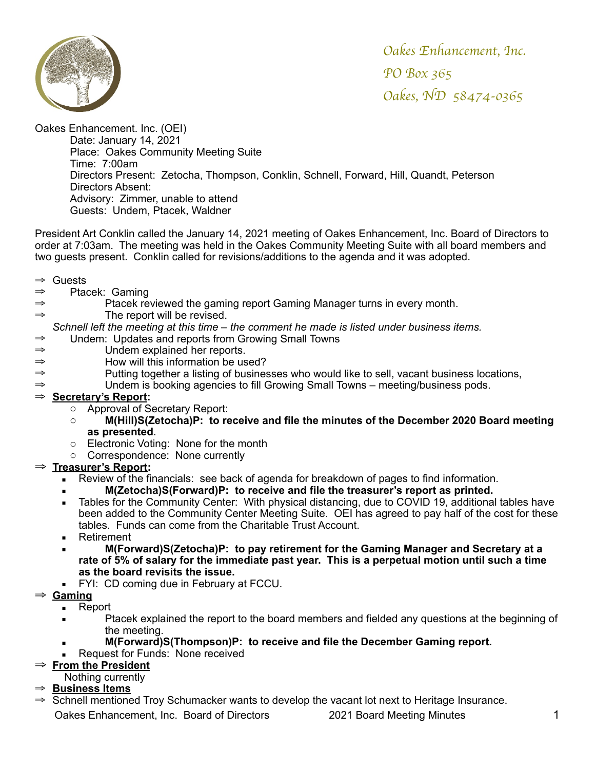Oakes Enhancement, Inc.
PO Box 365
Oakes, ND 58474-0365

Oakes Enhancement. Inc. (OEI)

Date: January 14, 2021
Place: Oakes Community Meeting Suite
Time: 7:00am
Directors Present: Zetocha, Thompson, Conklin, Schnell, Forward, Hill, Quandt, Peterson
Directors Absent:
Advisory: Zimmer, unable to attend
Guests: Undem, Ptacek, Waldner

President Art Conklin called the January 14, 2021 meeting of Oakes Enhancement, Inc. Board of Directors to order at 7:03am. The meeting was held in the Oakes Community Meeting Suite with all board members and two guests present. Conklin called for revisions/additions to the agenda and it was adopted.

⇒ Guests
⇒ Ptacek: Gaming
⇒ Ptacek reviewed the gaming report Gaming Manager turns in every month.
⇒ The report will be revised.

*Schnell left the meeting at this time – the comment he made is listed under business items.*

⇒ Undem: Updates and reports from Growing Small Towns
⇒ Undem explained her reports.
⇒ How will this information be used?
⇒ Putting together a listing of businesses who would like to sell, vacant business locations,
⇒ Undem is booking agencies to fill Growing Small Towns – meeting/business pods.

⇒ **Secretary's Report:**
- Approval of Secretary Report:
- **M(Hill)S(Zetocha)P: to receive and file the minutes of the December 2020 Board meeting as presented**.
- Electronic Voting: None for the month
- Correspondence: None currently

⇒ **Treasurer's Report:**
- Review of the financials: see back of agenda for breakdown of pages to find information.
- **M(Zetocha)S(Forward)P: to receive and file the treasurer's report as printed.**
- Tables for the Community Center: With physical distancing, due to COVID 19, additional tables have been added to the Community Center Meeting Suite. OEI has agreed to pay half of the cost for these tables. Funds can come from the Charitable Trust Account.
- Retirement
- **M(Forward)S(Zetocha)P: to pay retirement for the Gaming Manager and Secretary at a rate of 5% of salary for the immediate past year. This is a perpetual motion until such a time as the board revisits the issue.**
- FYI: CD coming due in February at FCCU.

⇒ **Gaming**
- Report
- Ptacek explained the report to the board members and fielded any questions at the beginning of the meeting.
- **M(Forward)S(Thompson)P: to receive and file the December Gaming report.**
- Request for Funds: None received

⇒ **From the President**

Nothing currently

⇒ **Business Items**

⇒ Schnell mentioned Troy Schumacker wants to develop the vacant lot next to Heritage Insurance.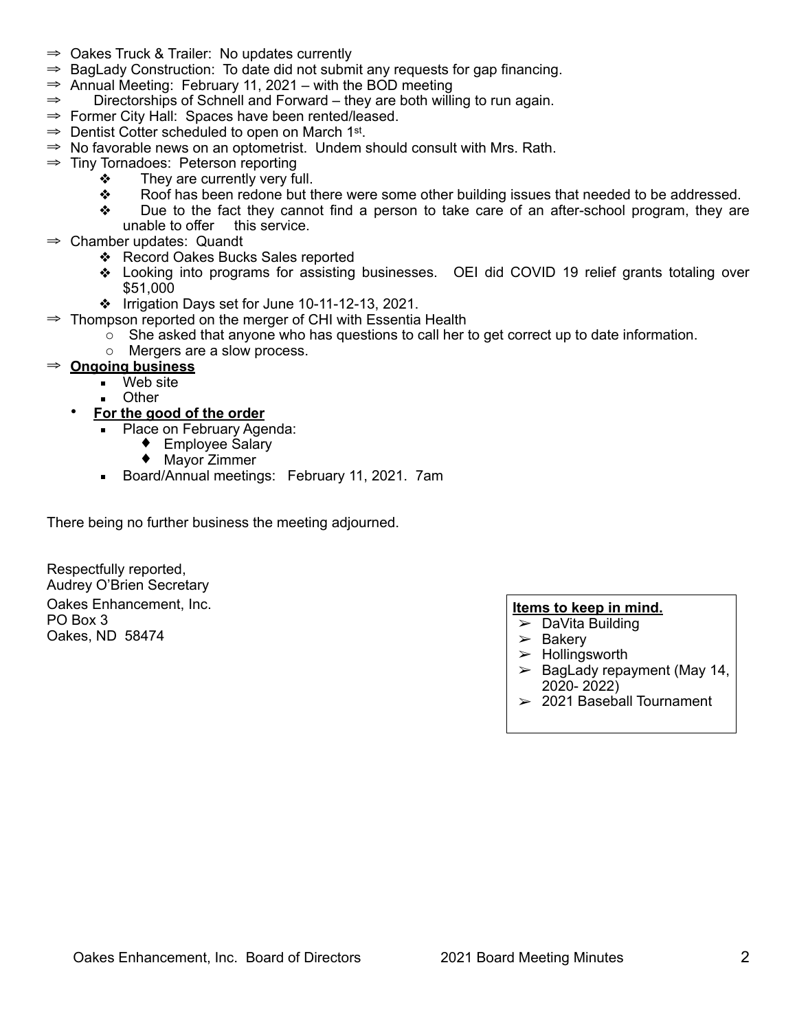- ⇒ Oakes Truck & Trailer: No updates currently
- ⇒ BagLady Construction: To date did not submit any requests for gap financing.
- ⇒ Annual Meeting: February 11, 2021 – with the BOD meeting
- ⇒ Directorships of Schnell and Forward – they are both willing to run again.
- ⇒ Former City Hall: Spaces have been rented/leased.
- ⇒ Dentist Cotter scheduled to open on March 1st.
- ⇒ No favorable news on an optometrist. Undem should consult with Mrs. Rath.
- ⇒ Tiny Tornadoes: Peterson reporting
    - ❖ They are currently very full.
    - ❖ Roof has been redone but there were some other building issues that needed to be addressed.
    - ❖ Due to the fact they cannot find a person to take care of an after-school program, they are unable to offer this service.
- ⇒ Chamber updates: Quandt
    - ❖ Record Oakes Bucks Sales reported
    - ❖ Looking into programs for assisting businesses. OEI did COVID 19 relief grants totaling over $51,000
    - ❖ Irrigation Days set for June 10-11-12-13, 2021.
- ⇒ Thompson reported on the merger of CHI with Essentia Health
    - ○ She asked that anyone who has questions to call her to get correct up to date information.
    - ○ Mergers are a slow process.
- ⇒ **Ongoing business**
    - Web site
    - Other
- **For the good of the order**
    - Place on February Agenda:
        - ♦ Employee Salary
        - ♦ Mayor Zimmer
    - Board/Annual meetings: February 11, 2021. 7am

There being no further business the meeting adjourned.

Respectfully reported,
Audrey O'Brien Secretary
Oakes Enhancement, Inc.
PO Box 3
Oakes, ND 58474

**Items to keep in mind.**

- ➢ DaVita Building
- ➢ Bakery
- ➢ Hollingsworth
- ➢ BagLady repayment (May 14, 2020- 2022)
- ➢ 2021 Baseball Tournament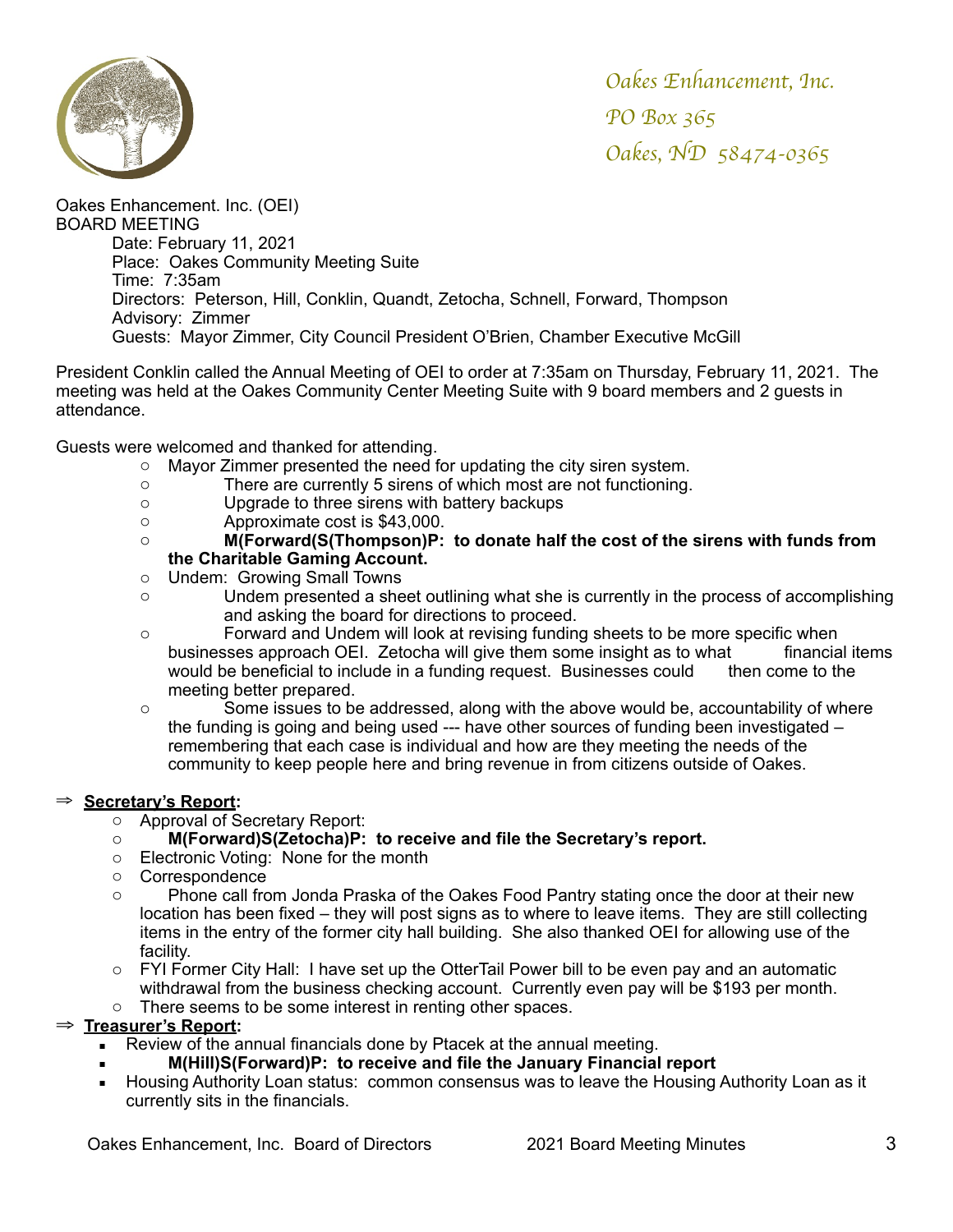Oakes Enhancement, Inc.
PO Box 365
Oakes, ND 58474-0365

Oakes Enhancement. Inc. (OEI)
BOARD MEETING

Date: February 11, 2021
Place: Oakes Community Meeting Suite
Time: 7:35am
Directors: Peterson, Hill, Conklin, Quandt, Zetocha, Schnell, Forward, Thompson
Advisory: Zimmer
Guests: Mayor Zimmer, City Council President O'Brien, Chamber Executive McGill

President Conklin called the Annual Meeting of OEI to order at 7:35am on Thursday, February 11, 2021. The meeting was held at the Oakes Community Center Meeting Suite with 9 board members and 2 guests in attendance.

Guests were welcomed and thanked for attending.

- Mayor Zimmer presented the need for updating the city siren system.
- There are currently 5 sirens of which most are not functioning.
- Upgrade to three sirens with battery backups
- Approximate cost is $43,000.
- **M(Forward(S(Thompson)P: to donate half the cost of the sirens with funds from the Charitable Gaming Account.**
- Undem: Growing Small Towns
- Undem presented a sheet outlining what she is currently in the process of accomplishing and asking the board for directions to proceed.
- Forward and Undem will look at revising funding sheets to be more specific when businesses approach OEI. Zetocha will give them some insight as to what financial items would be beneficial to include in a funding request. Businesses could then come to the meeting better prepared.
- Some issues to be addressed, along with the above would be, accountability of where the funding is going and being used --- have other sources of funding been investigated – remembering that each case is individual and how are they meeting the needs of the community to keep people here and bring revenue in from citizens outside of Oakes.

⇒ **Secretary's Report:**

- Approval of Secretary Report:
- **M(Forward)S(Zetocha)P: to receive and file the Secretary's report.**
- Electronic Voting: None for the month
- Correspondence
- Phone call from Jonda Praska of the Oakes Food Pantry stating once the door at their new location has been fixed – they will post signs as to where to leave items. They are still collecting items in the entry of the former city hall building. She also thanked OEI for allowing use of the facility.
- FYI Former City Hall: I have set up the OtterTail Power bill to be even pay and an automatic withdrawal from the business checking account. Currently even pay will be $193 per month.
- There seems to be some interest in renting other spaces.

⇒ **Treasurer's Report:**

- Review of the annual financials done by Ptacek at the annual meeting.
- **M(Hill)S(Forward)P: to receive and file the January Financial report**
- Housing Authority Loan status: common consensus was to leave the Housing Authority Loan as it currently sits in the financials.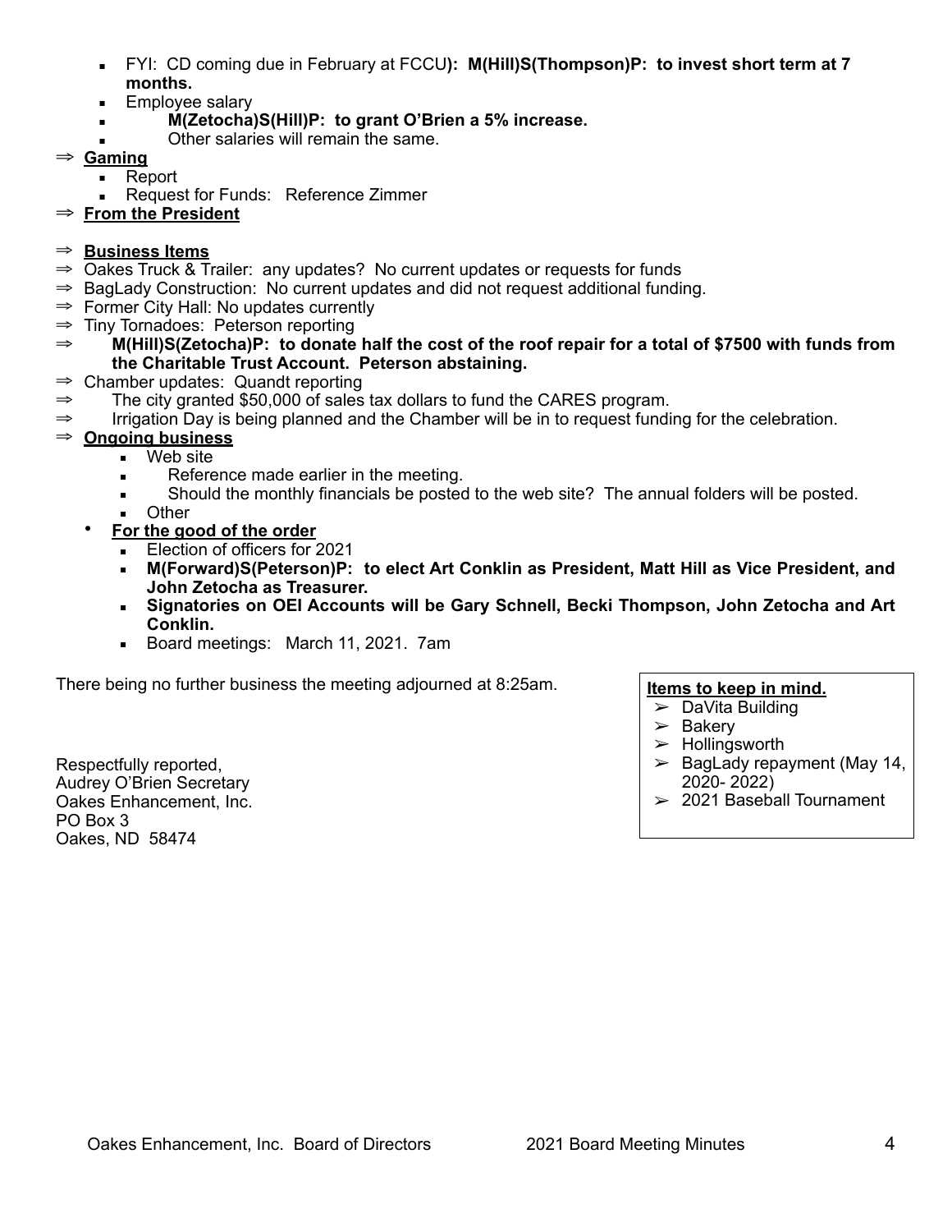- FYI: CD coming due in February at FCCU**): M(Hill)S(Thompson)P: to invest short term at 7 months.**
- Employee salary
  - **M(Zetocha)S(Hill)P: to grant O'Brien a 5% increase.**
  - Other salaries will remain the same.

⇒ **Gaming**

- Report
- Request for Funds: Reference Zimmer

⇒ **From the President**

⇒ **Business Items**

⇒ Oakes Truck & Trailer: any updates? No current updates or requests for funds

⇒ BagLady Construction: No current updates and did not request additional funding.

⇒ Former City Hall: No updates currently

⇒ Tiny Tornadoes: Peterson reporting

⇒ **M(Hill)S(Zetocha)P: to donate half the cost of the roof repair for a total of $7500 with funds from the Charitable Trust Account. Peterson abstaining.**

⇒ Chamber updates: Quandt reporting

⇒ The city granted $50,000 of sales tax dollars to fund the CARES program.

⇒ Irrigation Day is being planned and the Chamber will be in to request funding for the celebration.

⇒ **Ongoing business**

- Web site
  - Reference made earlier in the meeting.
  - Should the monthly financials be posted to the web site? The annual folders will be posted.
- Other

• **For the good of the order**

- Election of officers for 2021
- **M(Forward)S(Peterson)P: to elect Art Conklin as President, Matt Hill as Vice President, and John Zetocha as Treasurer.**
- **Signatories on OEI Accounts will be Gary Schnell, Becki Thompson, John Zetocha and Art Conklin.**
- Board meetings: March 11, 2021. 7am

There being no further business the meeting adjourned at 8:25am.

**Items to keep in mind.**

- ➢ DaVita Building
- ➢ Bakery
- ➢ Hollingsworth
- ➢ BagLady repayment (May 14, 2020- 2022)
- ➢ 2021 Baseball Tournament

Respectfully reported,
Audrey O'Brien Secretary
Oakes Enhancement, Inc.
PO Box 3
Oakes, ND 58474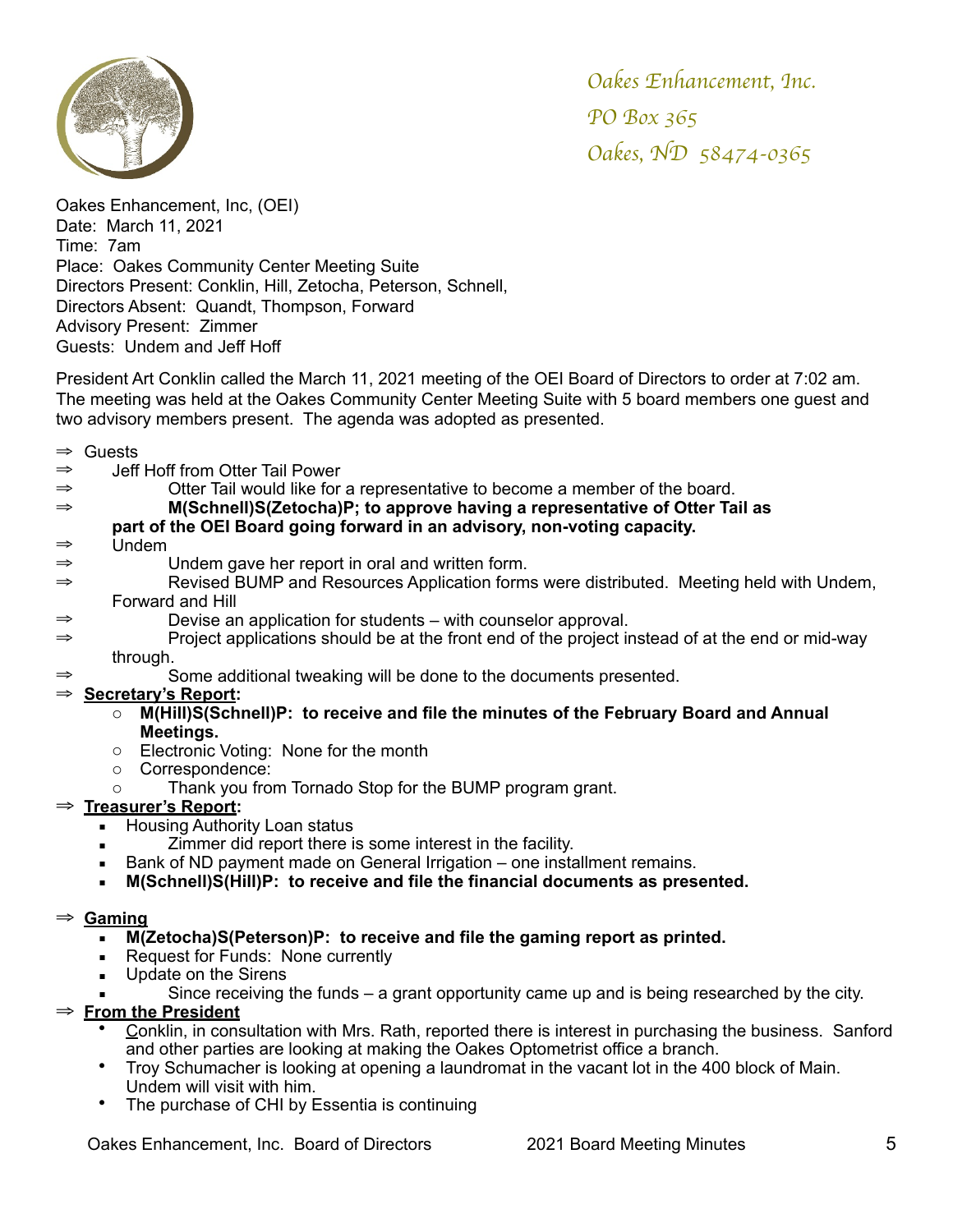*Oakes Enhancement, Inc.*
*PO Box 365*
*Oakes, ND  58474-0365*

Oakes Enhancement, Inc, (OEI)
Date:  March 11, 2021
Time:  7am
Place:  Oakes Community Center Meeting Suite
Directors Present: Conklin, Hill, Zetocha, Peterson, Schnell,
Directors Absent:  Quandt, Thompson, Forward
Advisory Present:  Zimmer
Guests:  Undem and Jeff Hoff

President Art Conklin called the March 11, 2021 meeting of the OEI Board of Directors to order at 7:02 am. The meeting was held at the Oakes Community Center Meeting Suite with 5 board members one guest and two advisory members present.  The agenda was adopted as presented.

⇒ Guests
⇒ Jeff Hoff from Otter Tail Power
⇒ Otter Tail would like for a representative to become a member of the board.
⇒ **M(Schnell)S(Zetocha)P; to approve having a representative of Otter Tail as part of the OEI Board going forward in an advisory, non-voting capacity.**
⇒ Undem
⇒ Undem gave her report in oral and written form.
⇒ Revised BUMP and Resources Application forms were distributed.  Meeting held with Undem, Forward and Hill
⇒ Devise an application for students – with counselor approval.
⇒ Project applications should be at the front end of the project instead of at the end or mid-way through.
⇒ Some additional tweaking will be done to the documents presented.

⇒ **Secretary's Report:**
- **M(Hill)S(Schnell)P:  to receive and file the minutes of the February Board and Annual Meetings.**
- Electronic Voting:  None for the month
- Correspondence:
- Thank you from Tornado Stop for the BUMP program grant.

⇒ **Treasurer's Report:**
- Housing Authority Loan status
- Zimmer did report there is some interest in the facility.
- Bank of ND payment made on General Irrigation – one installment remains.
- **M(Schnell)S(Hill)P:  to receive and file the financial documents as presented.**

⇒ **Gaming**
- **M(Zetocha)S(Peterson)P:  to receive and file the gaming report as printed.**
- Request for Funds:  None currently
- Update on the Sirens
- Since receiving the funds – a grant opportunity came up and is being researched by the city.

⇒ **From the President**
- Conklin, in consultation with Mrs. Rath, reported there is interest in purchasing the business.  Sanford and other parties are looking at making the Oakes Optometrist office a branch.
- Troy Schumacher is looking at opening a laundromat in the vacant lot in the 400 block of Main. Undem will visit with him.
- The purchase of CHI by Essentia is continuing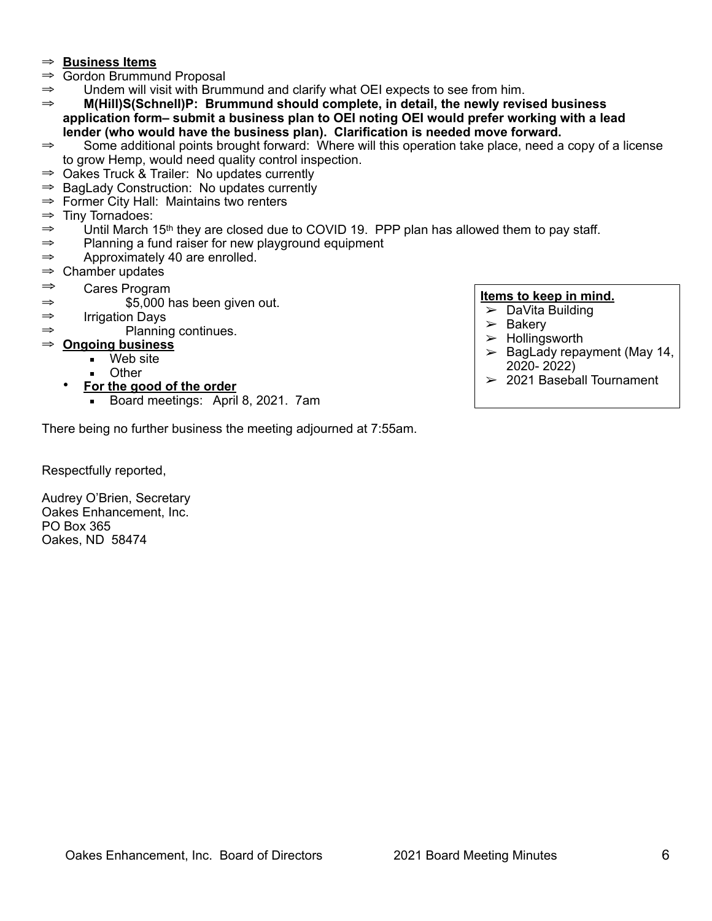⇒ **Business Items**

⇒ Gordon Brummund Proposal

⇒ Undem will visit with Brummund and clarify what OEI expects to see from him.

⇒ **M(Hill)S(Schnell)P: Brummund should complete, in detail, the newly revised business application form– submit a business plan to OEI noting OEI would prefer working with a lead lender (who would have the business plan). Clarification is needed move forward.**

⇒ Some additional points brought forward: Where will this operation take place, need a copy of a license to grow Hemp, would need quality control inspection.

⇒ Oakes Truck & Trailer: No updates currently

⇒ BagLady Construction: No updates currently

⇒ Former City Hall: Maintains two renters

⇒ Tiny Tornadoes:

⇒ Until March 15th they are closed due to COVID 19. PPP plan has allowed them to pay staff.

⇒ Planning a fund raiser for new playground equipment

⇒ Approximately 40 are enrolled.

⇒ Chamber updates

⇒ Cares Program

⇒ $5,000 has been given out.

⇒ Irrigation Days

⇒ Planning continues.

⇒ **Ongoing business**

- Web site
- Other

- **For the good of the order**
  - Board meetings: April 8, 2021. 7am

**Items to keep in mind.**

- DaVita Building
- Bakery
- Hollingsworth
- BagLady repayment (May 14, 2020- 2022)
- 2021 Baseball Tournament

There being no further business the meeting adjourned at 7:55am.

Respectfully reported,

Audrey O'Brien, Secretary
Oakes Enhancement, Inc.
PO Box 365
Oakes, ND 58474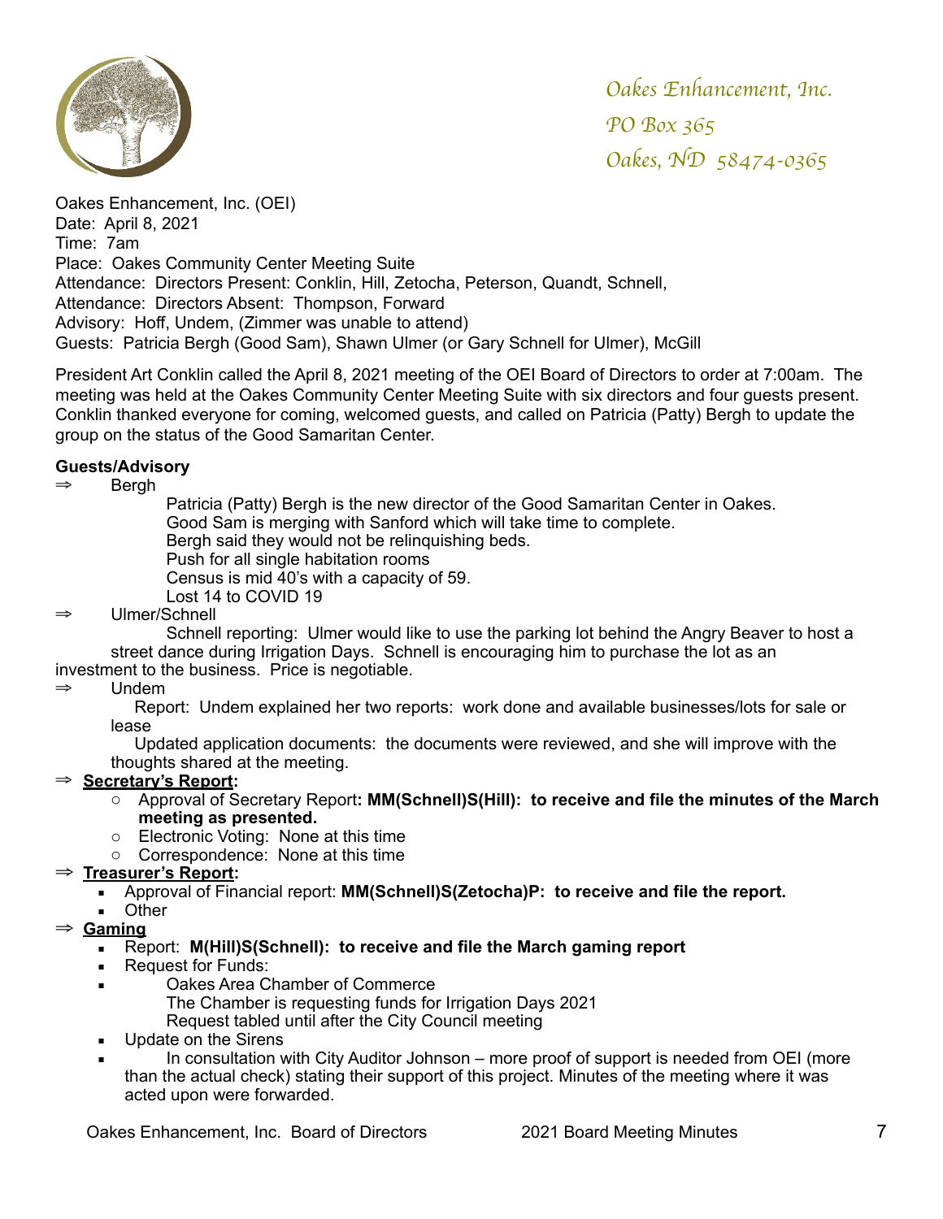*Oakes Enhancement, Inc.*
*PO Box 365*
*Oakes, ND 58474-0365*

Oakes Enhancement, Inc. (OEI)
Date: April 8, 2021
Time: 7am
Place: Oakes Community Center Meeting Suite
Attendance: Directors Present: Conklin, Hill, Zetocha, Peterson, Quandt, Schnell,
Attendance: Directors Absent: Thompson, Forward
Advisory: Hoff, Undem, (Zimmer was unable to attend)
Guests: Patricia Bergh (Good Sam), Shawn Ulmer (or Gary Schnell for Ulmer), McGill

President Art Conklin called the April 8, 2021 meeting of the OEI Board of Directors to order at 7:00am. The meeting was held at the Oakes Community Center Meeting Suite with six directors and four guests present. Conklin thanked everyone for coming, welcomed guests, and called on Patricia (Patty) Bergh to update the group on the status of the Good Samaritan Center.

**Guests/Advisory**

⇒ Bergh

Patricia (Patty) Bergh is the new director of the Good Samaritan Center in Oakes.
Good Sam is merging with Sanford which will take time to complete.
Bergh said they would not be relinquishing beds.
Push for all single habitation rooms
Census is mid 40's with a capacity of 59.
Lost 14 to COVID 19

⇒ Ulmer/Schnell

Schnell reporting: Ulmer would like to use the parking lot behind the Angry Beaver to host a street dance during Irrigation Days. Schnell is encouraging him to purchase the lot as an investment to the business. Price is negotiable.

⇒ Undem

Report: Undem explained her two reports: work done and available businesses/lots for sale or lease

Updated application documents: the documents were reviewed, and she will improve with the thoughts shared at the meeting.

⇒ **Secretary's Report:**

- Approval of Secretary Report**: MM(Schnell)S(Hill): to receive and file the minutes of the March meeting as presented.**
- Electronic Voting: None at this time
- Correspondence: None at this time

⇒ **Treasurer's Report:**

- Approval of Financial report: **MM(Schnell)S(Zetocha)P: to receive and file the report.**
- Other

⇒ **Gaming**

- Report: **M(Hill)S(Schnell): to receive and file the March gaming report**
- Request for Funds:
- Oakes Area Chamber of Commerce
  The Chamber is requesting funds for Irrigation Days 2021
  Request tabled until after the City Council meeting
- Update on the Sirens
- In consultation with City Auditor Johnson – more proof of support is needed from OEI (more than the actual check) stating their support of this project. Minutes of the meeting where it was acted upon were forwarded.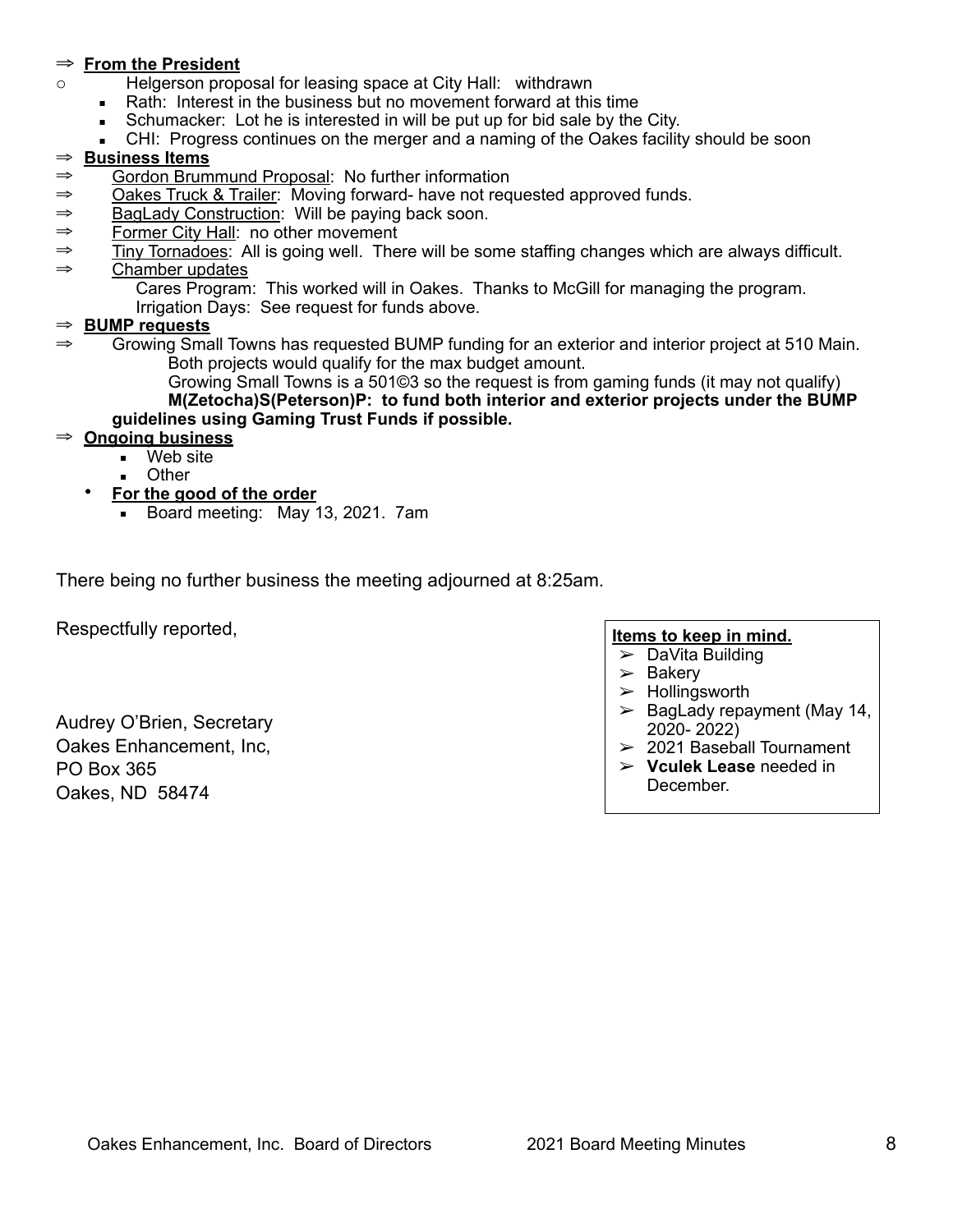⇒ **From the President**

- Helgerson proposal for leasing space at City Hall: withdrawn
  - Rath: Interest in the business but no movement forward at this time
  - Schumacker: Lot he is interested in will be put up for bid sale by the City.
  - CHI: Progress continues on the merger and a naming of the Oakes facility should be soon

⇒ **Business Items**

⇒ Gordon Brummund Proposal: No further information

⇒ Oakes Truck & Trailer: Moving forward- have not requested approved funds.

⇒ BagLady Construction: Will be paying back soon.

⇒ Former City Hall: no other movement

⇒ Tiny Tornadoes: All is going well. There will be some staffing changes which are always difficult.

⇒ Chamber updates

Cares Program: This worked will in Oakes. Thanks to McGill for managing the program.

Irrigation Days: See request for funds above.

⇒ **BUMP requests**

⇒ Growing Small Towns has requested BUMP funding for an exterior and interior project at 510 Main. Both projects would qualify for the max budget amount.

Growing Small Towns is a 501©3 so the request is from gaming funds (it may not qualify)

**M(Zetocha)S(Peterson)P: to fund both interior and exterior projects under the BUMP guidelines using Gaming Trust Funds if possible.**

⇒ **Ongoing business**

- Web site
- Other

- **For the good of the order**
  - Board meeting: May 13, 2021. 7am

There being no further business the meeting adjourned at 8:25am.

Respectfully reported,

Audrey O'Brien, Secretary
Oakes Enhancement, Inc,
PO Box 365
Oakes, ND 58474

**Items to keep in mind.**

- DaVita Building
- Bakery
- Hollingsworth
- BagLady repayment (May 14, 2020- 2022)
- 2021 Baseball Tournament
- **Vculek Lease** needed in December.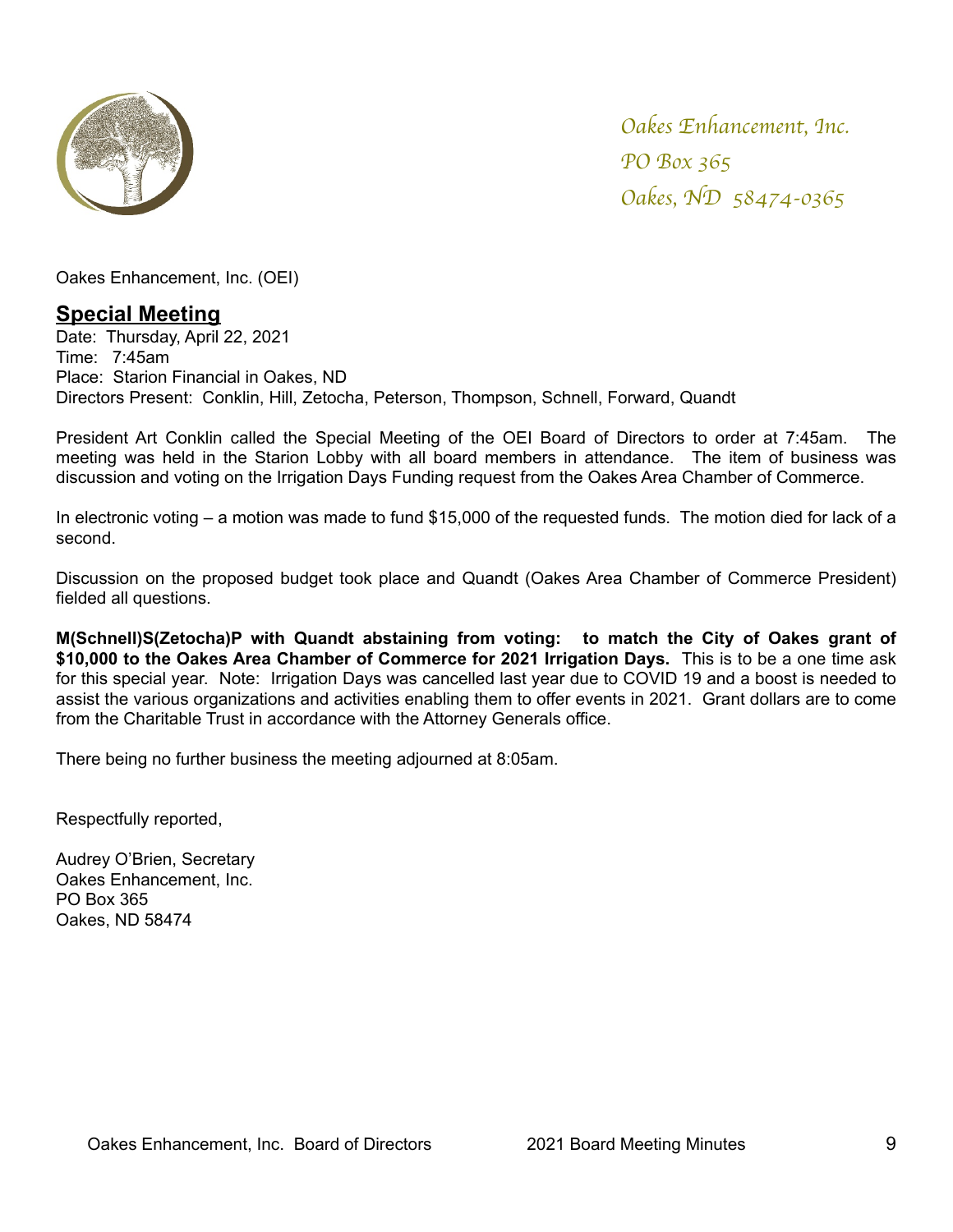*Oakes Enhancement, Inc.*
*PO Box 365*
*Oakes, ND 58474-0365*

Oakes Enhancement, Inc. (OEI)

## Special Meeting

Date: Thursday, April 22, 2021
Time: 7:45am
Place: Starion Financial in Oakes, ND
Directors Present: Conklin, Hill, Zetocha, Peterson, Thompson, Schnell, Forward, Quandt

President Art Conklin called the Special Meeting of the OEI Board of Directors to order at 7:45am. The meeting was held in the Starion Lobby with all board members in attendance. The item of business was discussion and voting on the Irrigation Days Funding request from the Oakes Area Chamber of Commerce.

In electronic voting – a motion was made to fund $15,000 of the requested funds. The motion died for lack of a second.

Discussion on the proposed budget took place and Quandt (Oakes Area Chamber of Commerce President) fielded all questions.

**M(Schnell)S(Zetocha)P with Quandt abstaining from voting: to match the City of Oakes grant of $10,000 to the Oakes Area Chamber of Commerce for 2021 Irrigation Days.** This is to be a one time ask for this special year. Note: Irrigation Days was cancelled last year due to COVID 19 and a boost is needed to assist the various organizations and activities enabling them to offer events in 2021. Grant dollars are to come from the Charitable Trust in accordance with the Attorney Generals office.

There being no further business the meeting adjourned at 8:05am.

Respectfully reported,

Audrey O'Brien, Secretary
Oakes Enhancement, Inc.
PO Box 365
Oakes, ND 58474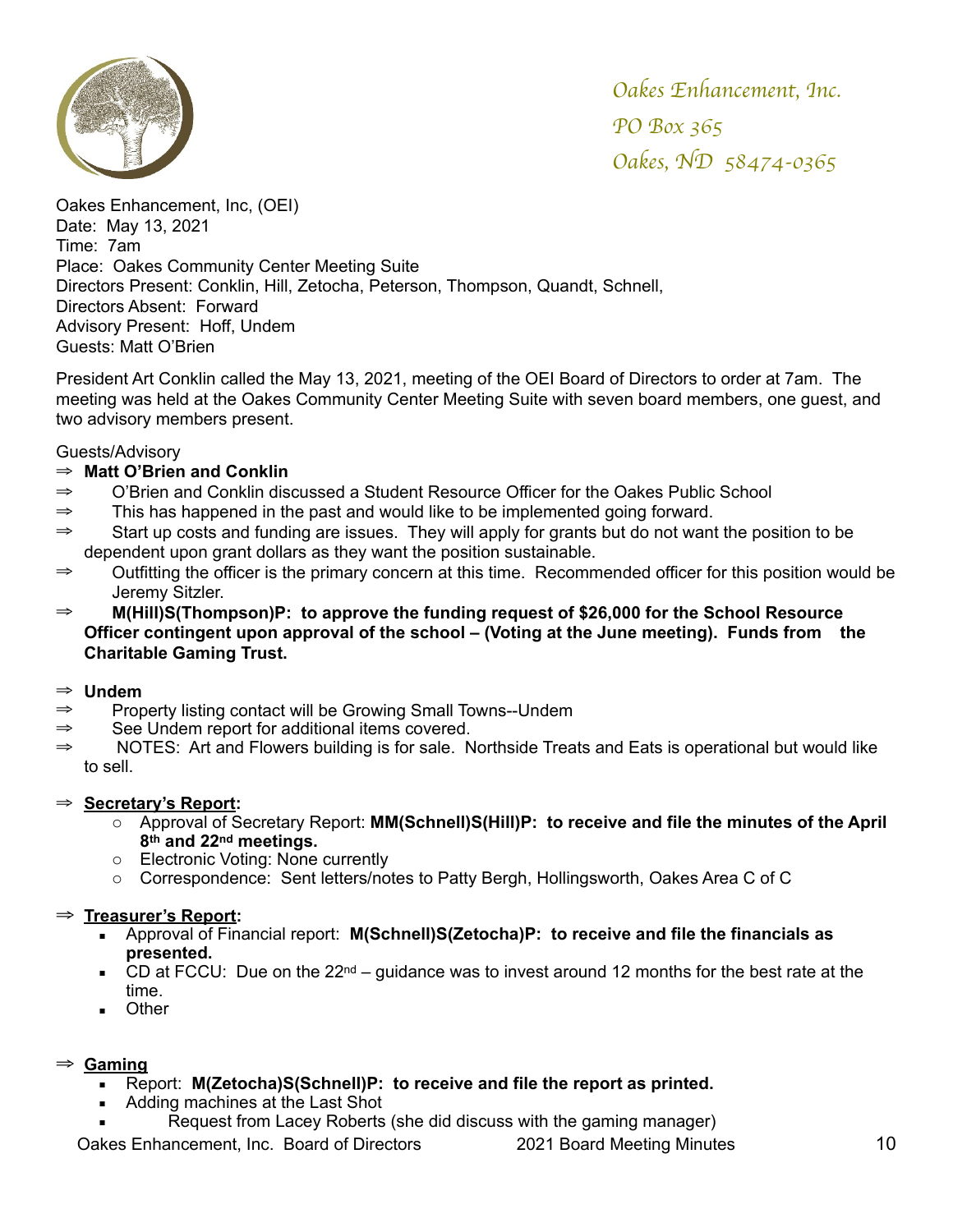*Oakes Enhancement, Inc.*
*PO Box 365*
*Oakes, ND  58474-0365*

Oakes Enhancement, Inc, (OEI)
Date:  May 13, 2021
Time:  7am
Place:  Oakes Community Center Meeting Suite
Directors Present: Conklin, Hill, Zetocha, Peterson, Thompson, Quandt, Schnell,
Directors Absent:  Forward
Advisory Present:  Hoff, Undem
Guests: Matt O'Brien

President Art Conklin called the May 13, 2021, meeting of the OEI Board of Directors to order at 7am.  The meeting was held at the Oakes Community Center Meeting Suite with seven board members, one guest, and two advisory members present.

Guests/Advisory

⇒ **Matt O'Brien and Conklin**
⇒ O'Brien and Conklin discussed a Student Resource Officer for the Oakes Public School
⇒ This has happened in the past and would like to be implemented going forward.
⇒ Start up costs and funding are issues.  They will apply for grants but do not want the position to be dependent upon grant dollars as they want the position sustainable.
⇒ Outfitting the officer is the primary concern at this time.  Recommended officer for this position would be Jeremy Sitzler.
⇒ **M(Hill)S(Thompson)P:  to approve the funding request of $26,000 for the School Resource Officer contingent upon approval of the school – (Voting at the June meeting).  Funds from the Charitable Gaming Trust.**

⇒ **Undem**
⇒ Property listing contact will be Growing Small Towns--Undem
⇒ See Undem report for additional items covered.
⇒ NOTES:  Art and Flowers building is for sale.  Northside Treats and Eats is operational but would like to sell.

⇒ **<u>Secretary's Report</u>:**
- Approval of Secretary Report: **MM(Schnell)S(Hill)P:  to receive and file the minutes of the April 8th and 22nd meetings.**
- Electronic Voting: None currently
- Correspondence:  Sent letters/notes to Patty Bergh, Hollingsworth, Oakes Area C of C

⇒ **<u>Treasurer's Report</u>:**
- Approval of Financial report:  **M(Schnell)S(Zetocha)P:  to receive and file the financials as presented.**
- CD at FCCU:  Due on the 22nd – guidance was to invest around 12 months for the best rate at the time.
- Other

⇒ **<u>Gaming</u>**
- Report:  **M(Zetocha)S(Schnell)P:  to receive and file the report as printed.**
- Adding machines at the Last Shot
- Request from Lacey Roberts (she did discuss with the gaming manager)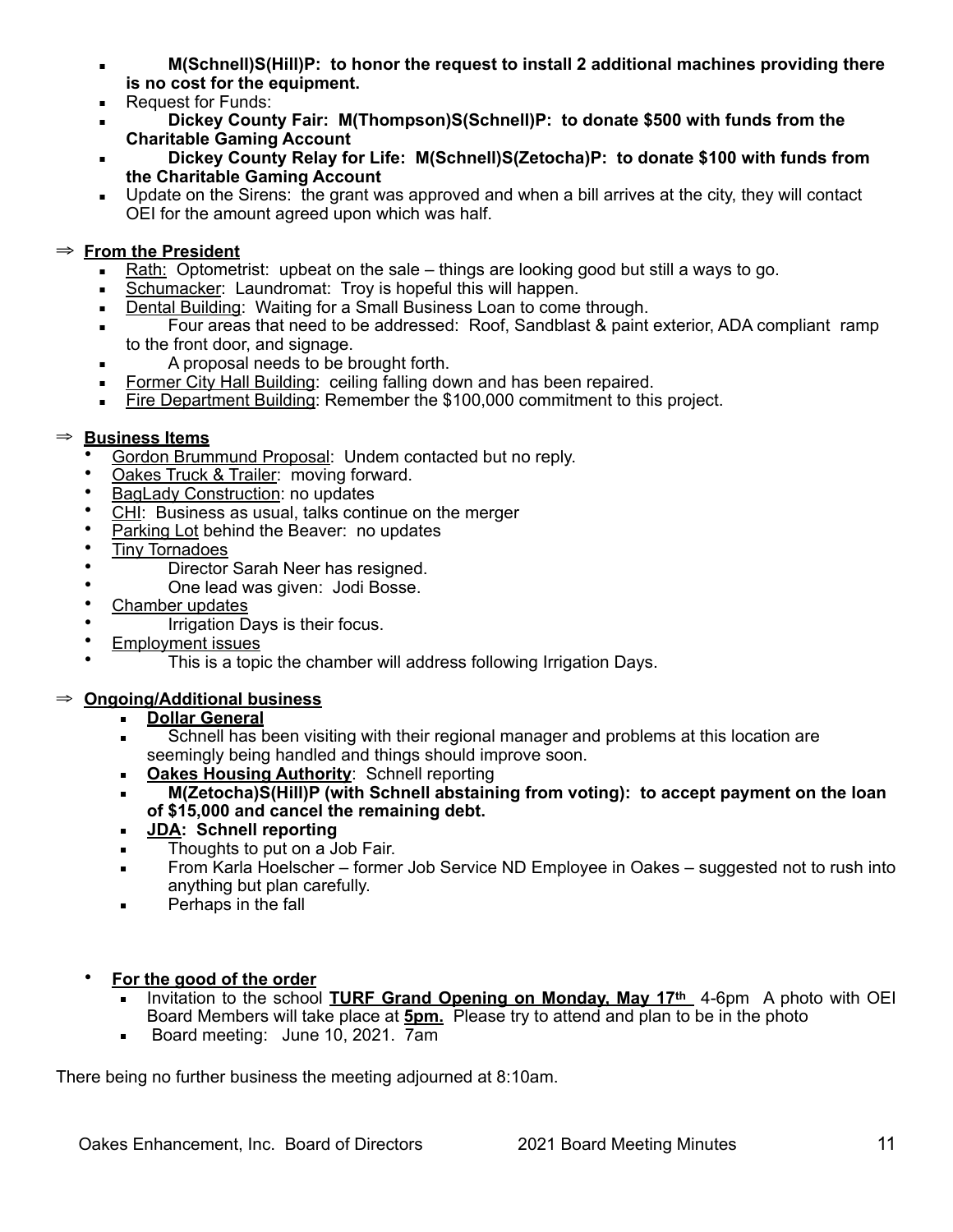- **M(Schnell)S(Hill)P: to honor the request to install 2 additional machines providing there is no cost for the equipment.**
- Request for Funds:
- **Dickey County Fair: M(Thompson)S(Schnell)P: to donate $500 with funds from the Charitable Gaming Account**
- **Dickey County Relay for Life: M(Schnell)S(Zetocha)P: to donate $100 with funds from the Charitable Gaming Account**
- Update on the Sirens: the grant was approved and when a bill arrives at the city, they will contact OEI for the amount agreed upon which was half.

⇒ **From the President**

- Rath: Optometrist: upbeat on the sale – things are looking good but still a ways to go.
- Schumacker: Laundromat: Troy is hopeful this will happen.
- Dental Building: Waiting for a Small Business Loan to come through.
- Four areas that need to be addressed: Roof, Sandblast & paint exterior, ADA compliant ramp to the front door, and signage.
- A proposal needs to be brought forth.
- Former City Hall Building: ceiling falling down and has been repaired.
- Fire Department Building: Remember the $100,000 commitment to this project.

⇒ **Business Items**

- Gordon Brummund Proposal: Undem contacted but no reply.
- Oakes Truck & Trailer: moving forward.
- BagLady Construction: no updates
- CHI: Business as usual, talks continue on the merger
- Parking Lot behind the Beaver: no updates
- Tiny Tornadoes
- Director Sarah Neer has resigned.
- One lead was given: Jodi Bosse.
- Chamber updates
- Irrigation Days is their focus.
- Employment issues
- This is a topic the chamber will address following Irrigation Days.

⇒ **Ongoing/Additional business**

- **Dollar General**
- Schnell has been visiting with their regional manager and problems at this location are seemingly being handled and things should improve soon.
- **Oakes Housing Authority**: Schnell reporting
- **M(Zetocha)S(Hill)P (with Schnell abstaining from voting): to accept payment on the loan of $15,000 and cancel the remaining debt.**
- **JDA: Schnell reporting**
- Thoughts to put on a Job Fair.
- From Karla Hoelscher – former Job Service ND Employee in Oakes – suggested not to rush into anything but plan carefully.
- Perhaps in the fall

- **For the good of the order**
  - Invitation to the school **TURF Grand Opening on Monday, May 17th** 4-6pm A photo with OEI Board Members will take place at **5pm.** Please try to attend and plan to be in the photo
  - Board meeting: June 10, 2021. 7am

There being no further business the meeting adjourned at 8:10am.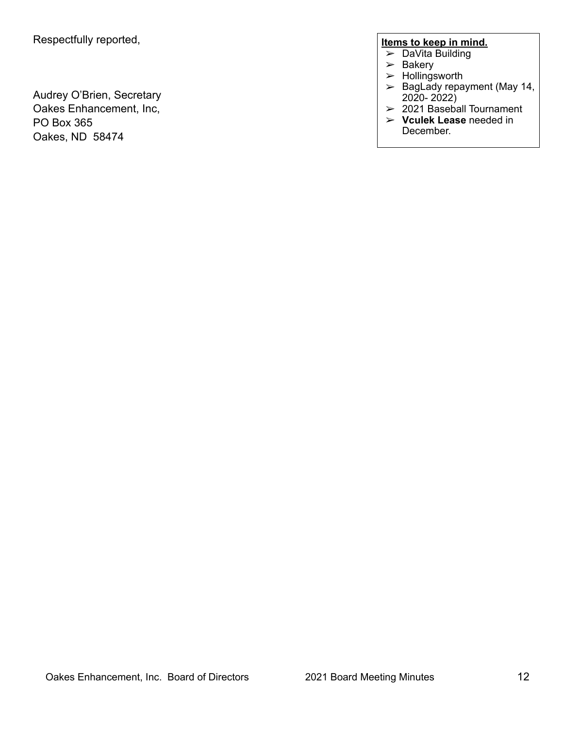Respectfully reported,

Audrey O'Brien, Secretary
Oakes Enhancement, Inc,
PO Box 365
Oakes, ND  58474

**Items to keep in mind.**

- DaVita Building
- Bakery
- Hollingsworth
- BagLady repayment (May 14, 2020- 2022)
- 2021 Baseball Tournament
- **Vculek Lease** needed in December.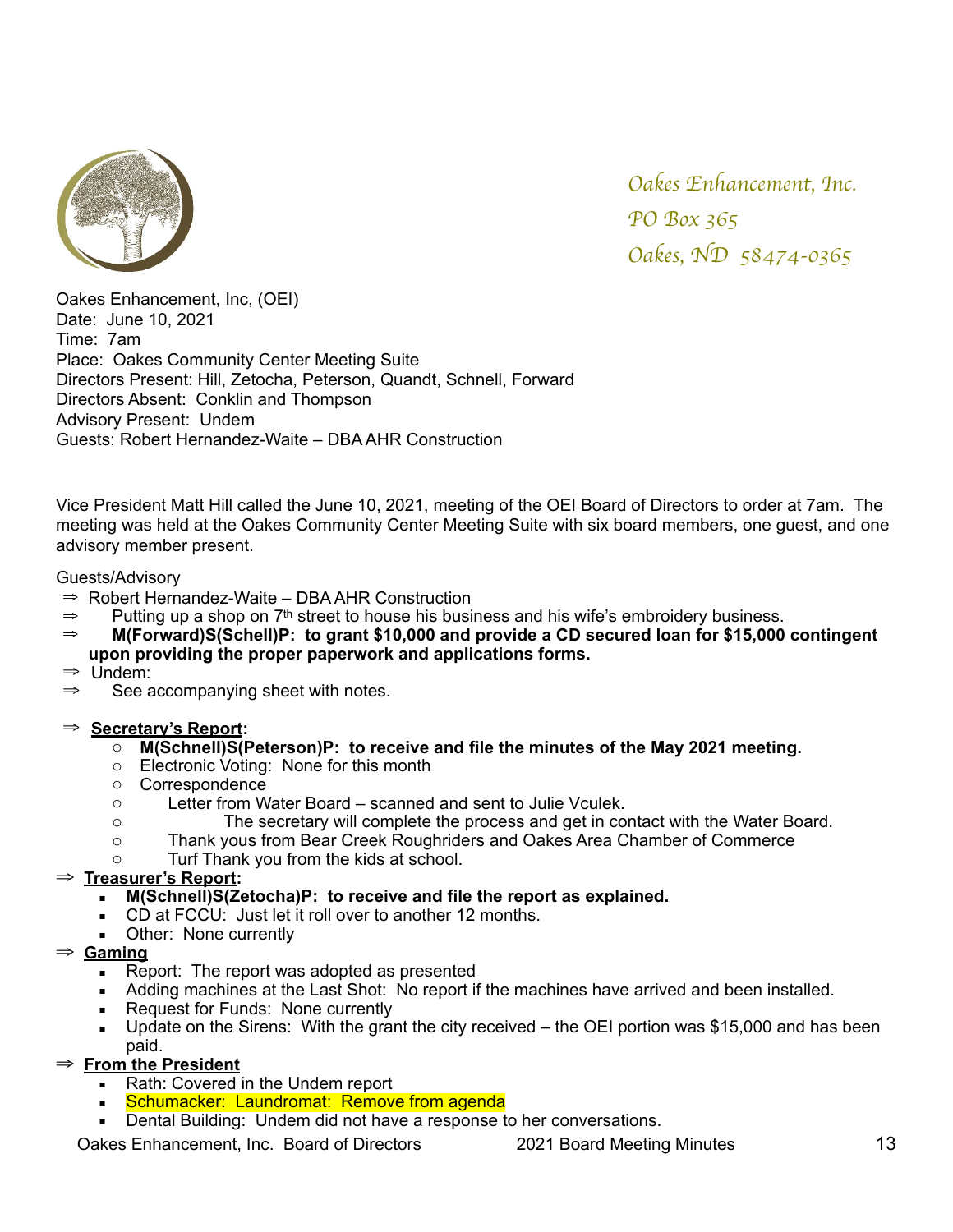*Oakes Enhancement, Inc.*
*PO Box 365*
*Oakes, ND 58474-0365*

Oakes Enhancement, Inc, (OEI)
Date: June 10, 2021
Time: 7am
Place: Oakes Community Center Meeting Suite
Directors Present: Hill, Zetocha, Peterson, Quandt, Schnell, Forward
Directors Absent: Conklin and Thompson
Advisory Present: Undem
Guests: Robert Hernandez-Waite – DBA AHR Construction

Vice President Matt Hill called the June 10, 2021, meeting of the OEI Board of Directors to order at 7am. The meeting was held at the Oakes Community Center Meeting Suite with six board members, one guest, and one advisory member present.

Guests/Advisory

- ⇒ Robert Hernandez-Waite – DBA AHR Construction
- ⇒ Putting up a shop on 7th street to house his business and his wife's embroidery business.
- ⇒ **M(Forward)S(Schell)P: to grant $10,000 and provide a CD secured loan for $15,000 contingent upon providing the proper paperwork and applications forms.**
- ⇒ Undem:
- ⇒ See accompanying sheet with notes.

⇒ **Secretary's Report:**

- **M(Schnell)S(Peterson)P: to receive and file the minutes of the May 2021 meeting.**
- Electronic Voting: None for this month
- Correspondence
- Letter from Water Board – scanned and sent to Julie Vculek.
- The secretary will complete the process and get in contact with the Water Board.
- Thank yous from Bear Creek Roughriders and Oakes Area Chamber of Commerce
- Turf Thank you from the kids at school.

⇒ **Treasurer's Report:**

- **M(Schnell)S(Zetocha)P: to receive and file the report as explained.**
- CD at FCCU: Just let it roll over to another 12 months.
- Other: None currently

⇒ **Gaming**

- Report: The report was adopted as presented
- Adding machines at the Last Shot: No report if the machines have arrived and been installed.
- Request for Funds: None currently
- Update on the Sirens: With the grant the city received – the OEI portion was $15,000 and has been paid.

⇒ **From the President**

- Rath: Covered in the Undem report
- Schumacker: Laundromat: Remove from agenda
- Dental Building: Undem did not have a response to her conversations.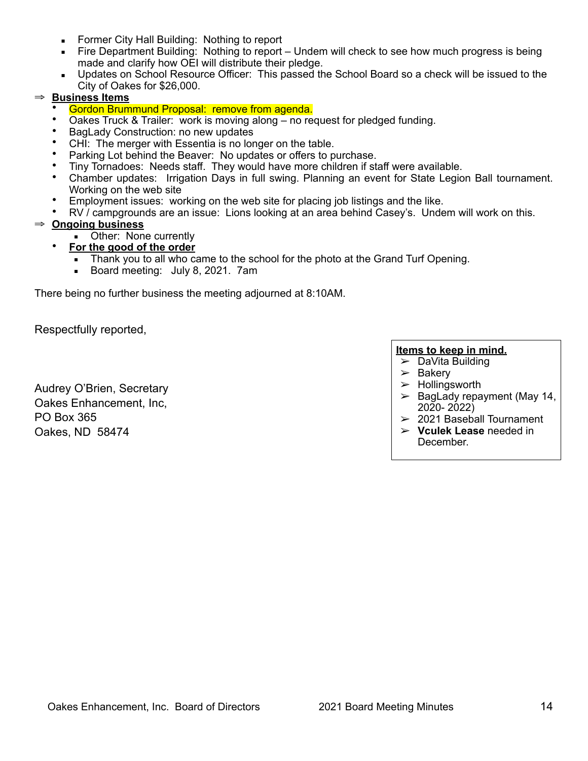- Former City Hall Building: Nothing to report
- Fire Department Building: Nothing to report – Undem will check to see how much progress is being made and clarify how OEI will distribute their pledge.
- Updates on School Resource Officer: This passed the School Board so a check will be issued to the City of Oakes for $26,000.

⇒ **Business Items**

- Gordon Brummund Proposal: remove from agenda.
- Oakes Truck & Trailer: work is moving along – no request for pledged funding.
- BagLady Construction: no new updates
- CHI: The merger with Essentia is no longer on the table.
- Parking Lot behind the Beaver: No updates or offers to purchase.
- Tiny Tornadoes: Needs staff. They would have more children if staff were available.
- Chamber updates: Irrigation Days in full swing. Planning an event for State Legion Ball tournament. Working on the web site
- Employment issues: working on the web site for placing job listings and the like.
- RV / campgrounds are an issue: Lions looking at an area behind Casey's. Undem will work on this.

⇒ **Ongoing business**

- Other: None currently
- **For the good of the order**
  - Thank you to all who came to the school for the photo at the Grand Turf Opening.
  - Board meeting: July 8, 2021. 7am

There being no further business the meeting adjourned at 8:10AM.

Respectfully reported,

Audrey O'Brien, Secretary
Oakes Enhancement, Inc,
PO Box 365
Oakes, ND 58474

**Items to keep in mind.**

- DaVita Building
- Bakery
- Hollingsworth
- BagLady repayment (May 14, 2020- 2022)
- 2021 Baseball Tournament
- **Vculek Lease** needed in December.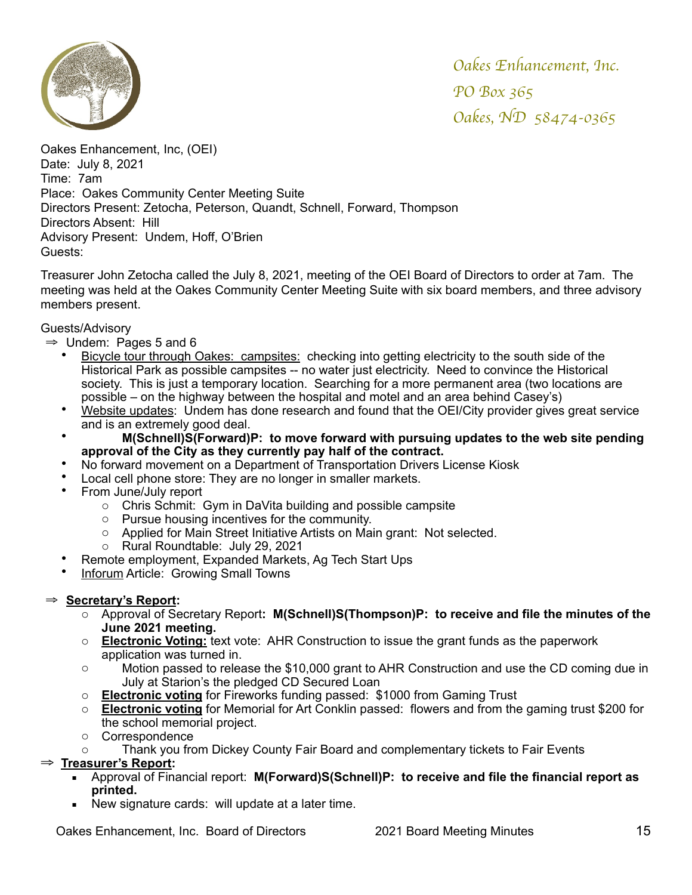*Oakes Enhancement, Inc.*
*PO Box 365*
*Oakes, ND 58474-0365*

Oakes Enhancement, Inc, (OEI)
Date: July 8, 2021
Time: 7am
Place: Oakes Community Center Meeting Suite
Directors Present: Zetocha, Peterson, Quandt, Schnell, Forward, Thompson
Directors Absent: Hill
Advisory Present: Undem, Hoff, O'Brien
Guests:

Treasurer John Zetocha called the July 8, 2021, meeting of the OEI Board of Directors to order at 7am. The meeting was held at the Oakes Community Center Meeting Suite with six board members, and three advisory members present.

Guests/Advisory

⇒ Undem: Pages 5 and 6

- Bicycle tour through Oakes: campsites: checking into getting electricity to the south side of the Historical Park as possible campsites -- no water just electricity. Need to convince the Historical society. This is just a temporary location. Searching for a more permanent area (two locations are possible – on the highway between the hospital and motel and an area behind Casey's)
- Website updates: Undem has done research and found that the OEI/City provider gives great service and is an extremely good deal.
- **M(Schnell)S(Forward)P: to move forward with pursuing updates to the web site pending approval of the City as they currently pay half of the contract.**
- No forward movement on a Department of Transportation Drivers License Kiosk
- Local cell phone store: They are no longer in smaller markets.
- From June/July report
  - Chris Schmit: Gym in DaVita building and possible campsite
  - Pursue housing incentives for the community.
  - Applied for Main Street Initiative Artists on Main grant: Not selected.
  - Rural Roundtable: July 29, 2021
- Remote employment, Expanded Markets, Ag Tech Start Ups
- Inforum Article: Growing Small Towns

⇒ **Secretary's Report:**

- Approval of Secretary Report: **M(Schnell)S(Thompson)P: to receive and file the minutes of the June 2021 meeting.**
- **Electronic Voting:** text vote: AHR Construction to issue the grant funds as the paperwork application was turned in.
- Motion passed to release the $10,000 grant to AHR Construction and use the CD coming due in July at Starion's the pledged CD Secured Loan
- **Electronic voting** for Fireworks funding passed: $1000 from Gaming Trust
- **Electronic voting** for Memorial for Art Conklin passed: flowers and from the gaming trust $200 for the school memorial project.
- Correspondence
- Thank you from Dickey County Fair Board and complementary tickets to Fair Events

⇒ **Treasurer's Report:**

- Approval of Financial report: **M(Forward)S(Schnell)P: to receive and file the financial report as printed.**
- New signature cards: will update at a later time.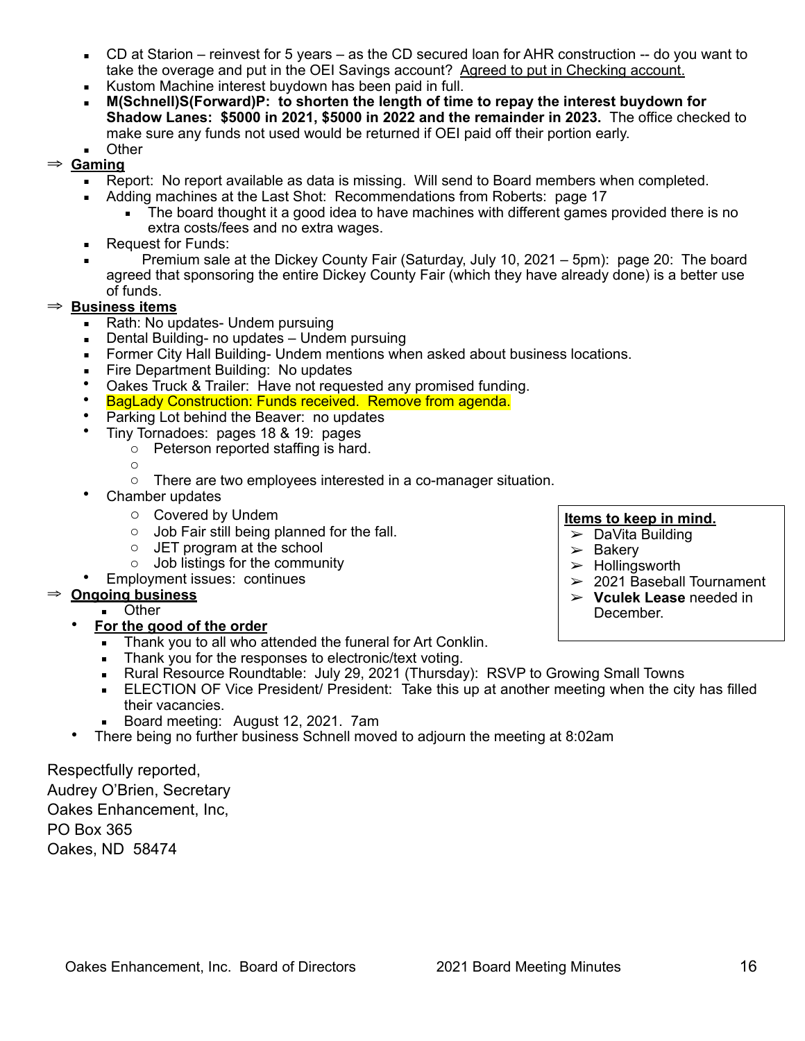- CD at Starion – reinvest for 5 years – as the CD secured loan for AHR construction -- do you want to take the overage and put in the OEI Savings account? Agreed to put in Checking account.
- Kustom Machine interest buydown has been paid in full.
- **M(Schnell)S(Forward)P: to shorten the length of time to repay the interest buydown for Shadow Lanes: $5000 in 2021, $5000 in 2022 and the remainder in 2023.** The office checked to make sure any funds not used would be returned if OEI paid off their portion early.
- Other

⇒ **Gaming**

- Report: No report available as data is missing. Will send to Board members when completed.
- Adding machines at the Last Shot: Recommendations from Roberts: page 17
  - The board thought it a good idea to have machines with different games provided there is no extra costs/fees and no extra wages.
- Request for Funds:
- Premium sale at the Dickey County Fair (Saturday, July 10, 2021 – 5pm): page 20: The board agreed that sponsoring the entire Dickey County Fair (which they have already done) is a better use of funds.

⇒ **Business items**

- Rath: No updates- Undem pursuing
- Dental Building- no updates – Undem pursuing
- Former City Hall Building- Undem mentions when asked about business locations.
- Fire Department Building: No updates
- Oakes Truck & Trailer: Have not requested any promised funding.
- BagLady Construction: Funds received. Remove from agenda.
- Parking Lot behind the Beaver: no updates
- Tiny Tornadoes: pages 18 & 19: pages
  - Peterson reported staffing is hard.
  - 
  - There are two employees interested in a co-manager situation.
- Chamber updates
  - Covered by Undem
  - Job Fair still being planned for the fall.
  - JET program at the school
  - Job listings for the community
- Employment issues: continues

⇒ **Ongoing business**

- Other

- **For the good of the order**
  - Thank you to all who attended the funeral for Art Conklin.
  - Thank you for the responses to electronic/text voting.
  - Rural Resource Roundtable: July 29, 2021 (Thursday): RSVP to Growing Small Towns
  - ELECTION OF Vice President/ President: Take this up at another meeting when the city has filled their vacancies.
  - Board meeting: August 12, 2021. 7am
- There being no further business Schnell moved to adjourn the meeting at 8:02am

**Items to keep in mind.**

- DaVita Building
- Bakery
- Hollingsworth
- 2021 Baseball Tournament
- **Vculek Lease** needed in December.

Respectfully reported,
Audrey O'Brien, Secretary
Oakes Enhancement, Inc,
PO Box 365
Oakes, ND 58474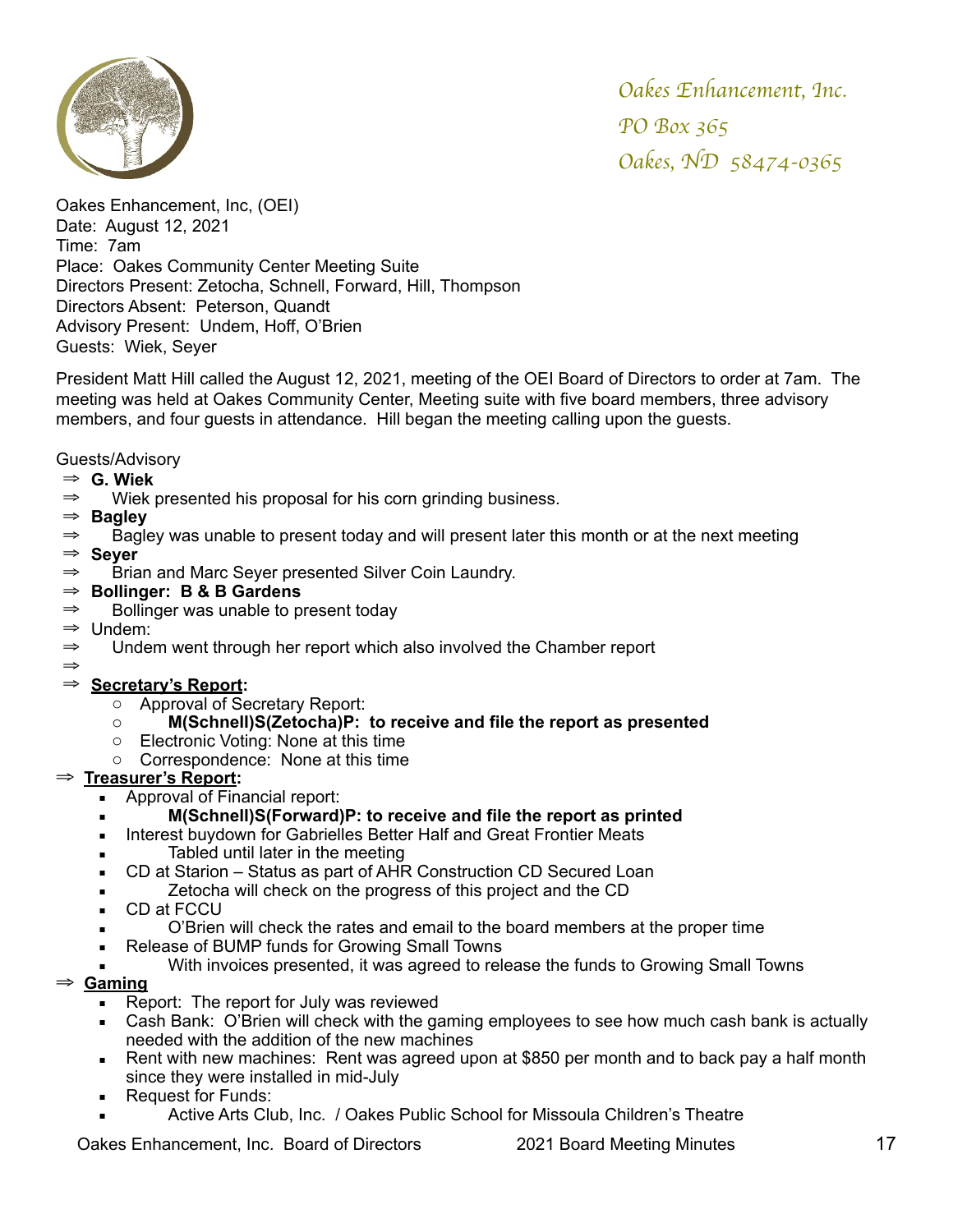Oakes Enhancement, Inc.
PO Box 365
Oakes, ND 58474-0365

Oakes Enhancement, Inc, (OEI)
Date: August 12, 2021
Time: 7am
Place: Oakes Community Center Meeting Suite
Directors Present: Zetocha, Schnell, Forward, Hill, Thompson
Directors Absent: Peterson, Quandt
Advisory Present: Undem, Hoff, O'Brien
Guests: Wiek, Seyer

President Matt Hill called the August 12, 2021, meeting of the OEI Board of Directors to order at 7am. The meeting was held at Oakes Community Center, Meeting suite with five board members, three advisory members, and four guests in attendance. Hill began the meeting calling upon the guests.

Guests/Advisory

- ⇒ **G. Wiek**
- ⇒ Wiek presented his proposal for his corn grinding business.
- ⇒ **Bagley**
- ⇒ Bagley was unable to present today and will present later this month or at the next meeting
- ⇒ **Seyer**
- ⇒ Brian and Marc Seyer presented Silver Coin Laundry.
- ⇒ **Bollinger: B & B Gardens**
- ⇒ Bollinger was unable to present today
- ⇒ Undem:
- ⇒ Undem went through her report which also involved the Chamber report
- ⇒
- ⇒ **<u>Secretary's Report</u>:**
  - Approval of Secretary Report:
  - **M(Schnell)S(Zetocha)P: to receive and file the report as presented**
  - Electronic Voting: None at this time
  - Correspondence: None at this time

⇒ **<u>Treasurer's Report</u>:**

- Approval of Financial report:
- **M(Schnell)S(Forward)P: to receive and file the report as printed**
- Interest buydown for Gabrielles Better Half and Great Frontier Meats
- Tabled until later in the meeting
- CD at Starion – Status as part of AHR Construction CD Secured Loan
- Zetocha will check on the progress of this project and the CD
- CD at FCCU
- O'Brien will check the rates and email to the board members at the proper time
- Release of BUMP funds for Growing Small Towns
- With invoices presented, it was agreed to release the funds to Growing Small Towns

⇒ **<u>Gaming</u>**

- Report: The report for July was reviewed
- Cash Bank: O'Brien will check with the gaming employees to see how much cash bank is actually needed with the addition of the new machines
- Rent with new machines: Rent was agreed upon at $850 per month and to back pay a half month since they were installed in mid-July
- Request for Funds:
- Active Arts Club, Inc. / Oakes Public School for Missoula Children's Theatre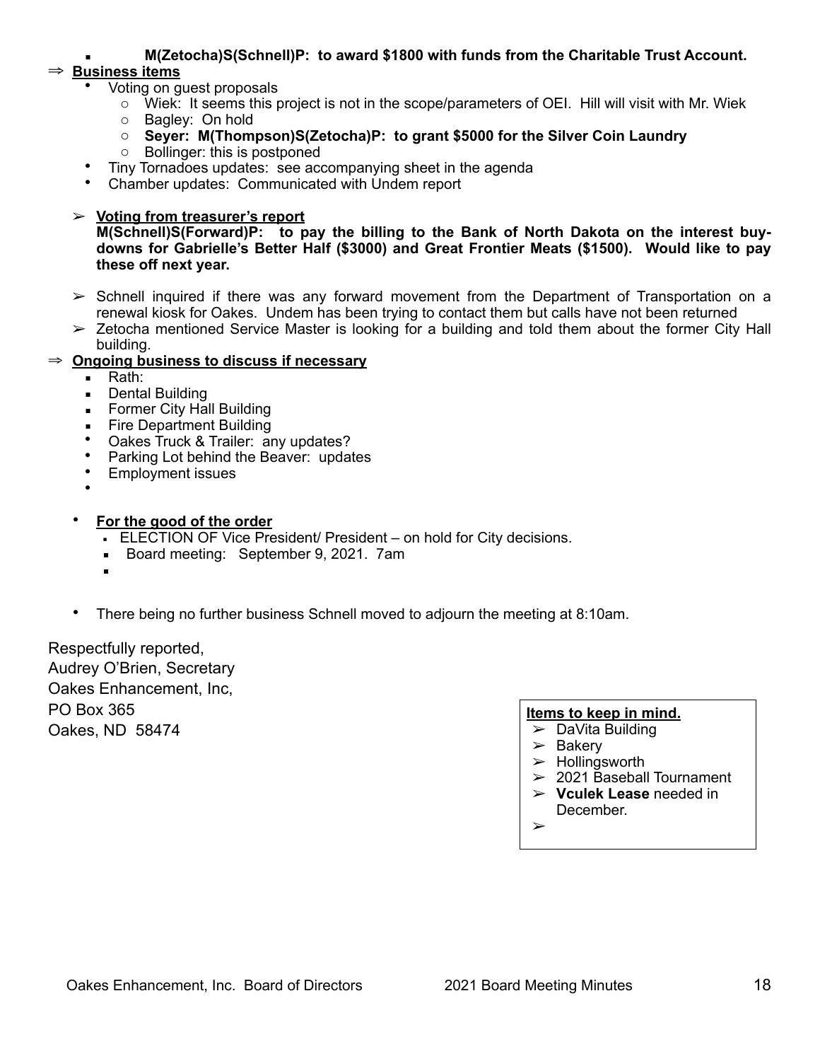- **M(Zetocha)S(Schnell)P: to award $1800 with funds from the Charitable Trust Account.**

⇒ **Business items**

- Voting on guest proposals
  - Wiek: It seems this project is not in the scope/parameters of OEI. Hill will visit with Mr. Wiek
  - Bagley: On hold
  - **Seyer: M(Thompson)S(Zetocha)P: to grant $5000 for the Silver Coin Laundry**
  - Bollinger: this is postponed
- Tiny Tornadoes updates: see accompanying sheet in the agenda
- Chamber updates: Communicated with Undem report

➢ **Voting from treasurer's report**
**M(Schnell)S(Forward)P: to pay the billing to the Bank of North Dakota on the interest buy-downs for Gabrielle's Better Half ($3000) and Great Frontier Meats ($1500). Would like to pay these off next year.**

➢ Schnell inquired if there was any forward movement from the Department of Transportation on a renewal kiosk for Oakes. Undem has been trying to contact them but calls have not been returned

➢ Zetocha mentioned Service Master is looking for a building and told them about the former City Hall building.

⇒ **Ongoing business to discuss if necessary**

- Rath:
- Dental Building
- Former City Hall Building
- Fire Department Building
- Oakes Truck & Trailer: any updates?
- Parking Lot behind the Beaver: updates
- Employment issues
- 

- **For the good of the order**
  - ELECTION OF Vice President/ President – on hold for City decisions.
  - Board meeting: September 9, 2021. 7am
  - 

- There being no further business Schnell moved to adjourn the meeting at 8:10am.

Respectfully reported,
Audrey O'Brien, Secretary
Oakes Enhancement, Inc,
PO Box 365
Oakes, ND 58474

**Items to keep in mind.**

➢ DaVita Building
➢ Bakery
➢ Hollingsworth
➢ 2021 Baseball Tournament
➢ **Vculek Lease** needed in December.
➢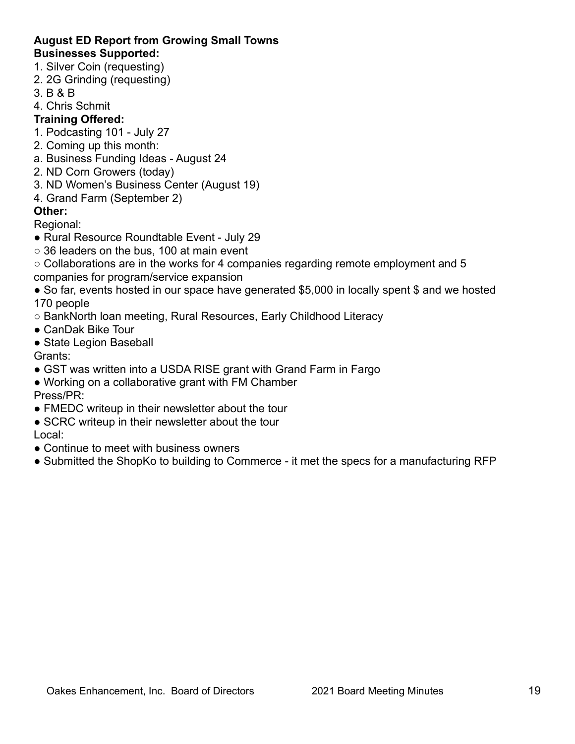**August ED Report from Growing Small Towns**

**Businesses Supported:**

1. Silver Coin (requesting)
2. 2G Grinding (requesting)
3. B & B
4. Chris Schmit

**Training Offered:**

1. Podcasting 101 - July 27
2. Coming up this month:

a. Business Funding Ideas - August 24

2. ND Corn Growers (today)
3. ND Women's Business Center (August 19)
4. Grand Farm (September 2)

**Other:**

Regional:

- Rural Resource Roundtable Event - July 29
  - 36 leaders on the bus, 100 at main event
  - Collaborations are in the works for 4 companies regarding remote employment and 5 companies for program/service expansion
- So far, events hosted in our space have generated $5,000 in locally spent $ and we hosted 170 people
  - BankNorth loan meeting, Rural Resources, Early Childhood Literacy
- CanDak Bike Tour
- State Legion Baseball

Grants:

- GST was written into a USDA RISE grant with Grand Farm in Fargo
- Working on a collaborative grant with FM Chamber

Press/PR:

- FMEDC writeup in their newsletter about the tour
- SCRC writeup in their newsletter about the tour

Local:

- Continue to meet with business owners
- Submitted the ShopKo to building to Commerce - it met the specs for a manufacturing RFP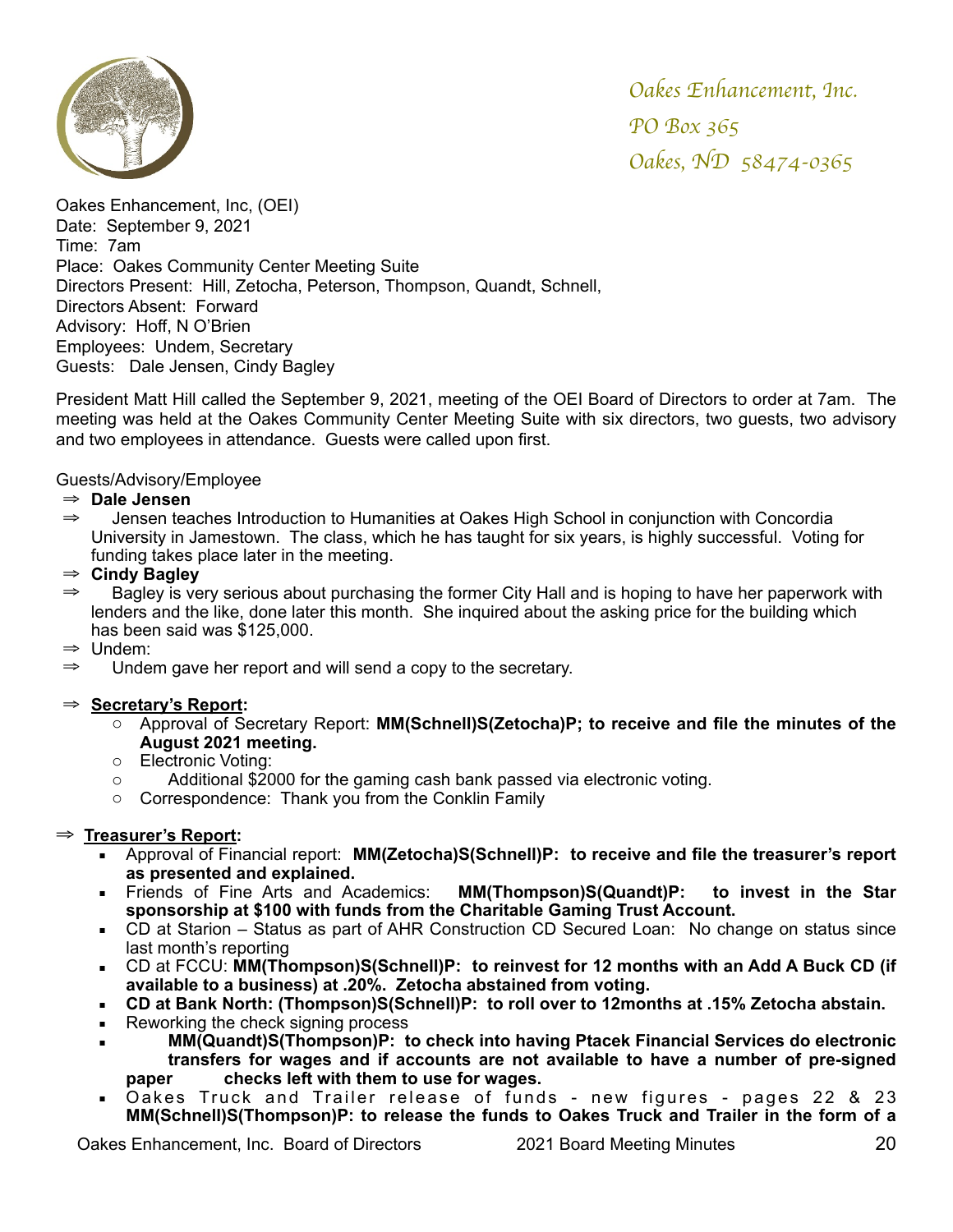Oakes Enhancement, Inc.
PO Box 365
Oakes, ND 58474-0365

Oakes Enhancement, Inc, (OEI)
Date: September 9, 2021
Time: 7am
Place: Oakes Community Center Meeting Suite
Directors Present: Hill, Zetocha, Peterson, Thompson, Quandt, Schnell,
Directors Absent: Forward
Advisory: Hoff, N O'Brien
Employees: Undem, Secretary
Guests: Dale Jensen, Cindy Bagley

President Matt Hill called the September 9, 2021, meeting of the OEI Board of Directors to order at 7am. The meeting was held at the Oakes Community Center Meeting Suite with six directors, two guests, two advisory and two employees in attendance. Guests were called upon first.

Guests/Advisory/Employee

- ⇒ **Dale Jensen**
- ⇒ Jensen teaches Introduction to Humanities at Oakes High School in conjunction with Concordia University in Jamestown. The class, which he has taught for six years, is highly successful. Voting for funding takes place later in the meeting.
- ⇒ **Cindy Bagley**
- ⇒ Bagley is very serious about purchasing the former City Hall and is hoping to have her paperwork with lenders and the like, done later this month. She inquired about the asking price for the building which has been said was $125,000.
- ⇒ Undem:
- ⇒ Undem gave her report and will send a copy to the secretary.

⇒ **Secretary's Report:**

- Approval of Secretary Report: **MM(Schnell)S(Zetocha)P; to receive and file the minutes of the August 2021 meeting.**
- Electronic Voting:
- Additional $2000 for the gaming cash bank passed via electronic voting.
- Correspondence: Thank you from the Conklin Family

⇒ **Treasurer's Report:**

- Approval of Financial report: **MM(Zetocha)S(Schnell)P: to receive and file the treasurer's report as presented and explained.**
- Friends of Fine Arts and Academics: **MM(Thompson)S(Quandt)P: to invest in the Star sponsorship at $100 with funds from the Charitable Gaming Trust Account.**
- CD at Starion – Status as part of AHR Construction CD Secured Loan: No change on status since last month's reporting
- CD at FCCU: **MM(Thompson)S(Schnell)P: to reinvest for 12 months with an Add A Buck CD (if available to a business) at .20%. Zetocha abstained from voting.**
- **CD at Bank North: (Thompson)S(Schnell)P: to roll over to 12months at .15% Zetocha abstain.**
- Reworking the check signing process
- **MM(Quandt)S(Thompson)P: to check into having Ptacek Financial Services do electronic transfers for wages and if accounts are not available to have a number of pre-signed paper checks left with them to use for wages.**
- Oakes Truck and Trailer release of funds - new figures - pages 22 & 23 **MM(Schnell)S(Thompson)P: to release the funds to Oakes Truck and Trailer in the form of a**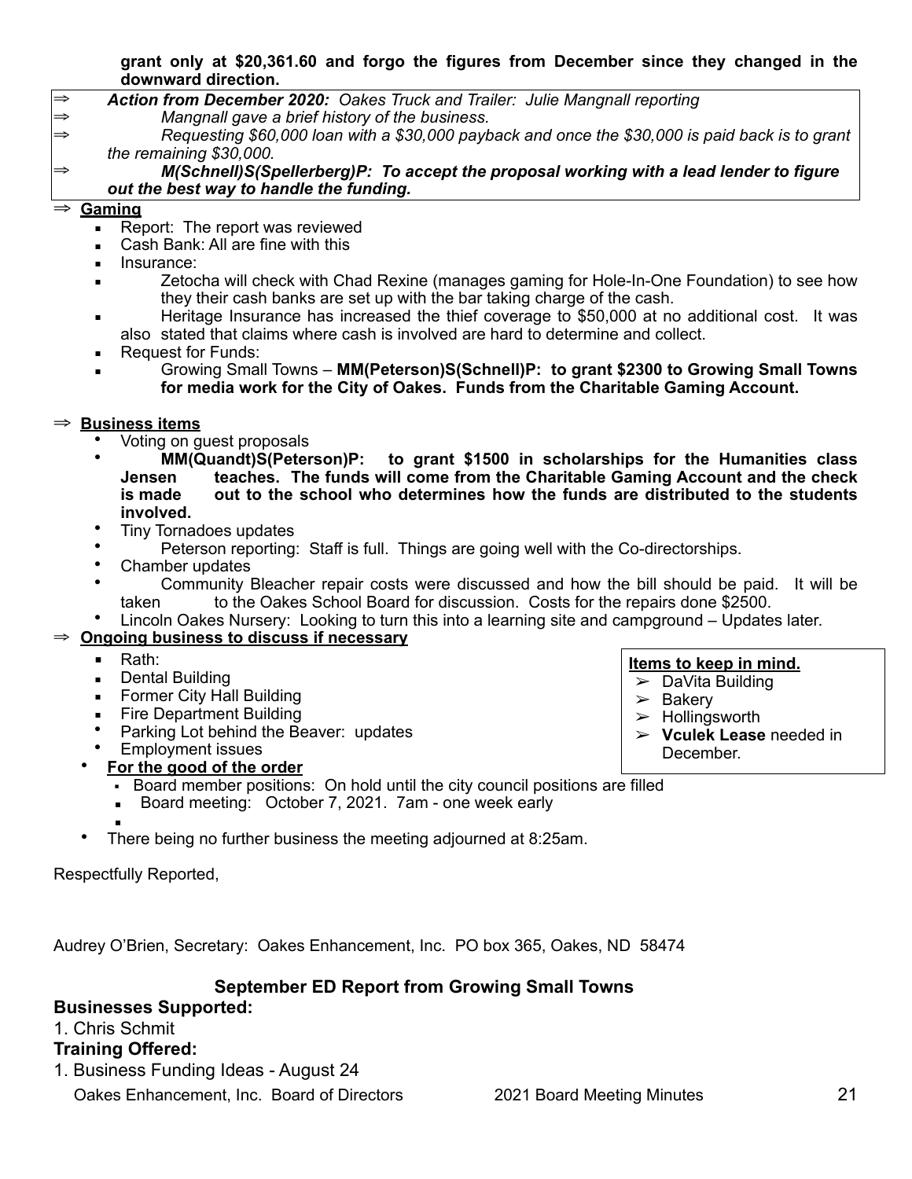**grant only at $20,361.60 and forgo the figures from December since they changed in the downward direction.**

⇒ ***Action from December 2020:*** *Oakes Truck and Trailer: Julie Mangnall reporting*

⇒ *Mangnall gave a brief history of the business.*

⇒ *Requesting $60,000 loan with a $30,000 payback and once the $30,000 is paid back is to grant the remaining $30,000.*

⇒ ***M(Schnell)S(Spellerberg)P: To accept the proposal working with a lead lender to figure out the best way to handle the funding.***

⇒ **Gaming**

- Report: The report was reviewed
- Cash Bank: All are fine with this
- Insurance:
- Zetocha will check with Chad Rexine (manages gaming for Hole-In-One Foundation) to see how they their cash banks are set up with the bar taking charge of the cash.
- Heritage Insurance has increased the thief coverage to $50,000 at no additional cost. It was also stated that claims where cash is involved are hard to determine and collect.
- Request for Funds:
- Growing Small Towns – **MM(Peterson)S(Schnell)P: to grant $2300 to Growing Small Towns for media work for the City of Oakes. Funds from the Charitable Gaming Account.**

⇒ **Business items**

- Voting on guest proposals
- **MM(Quandt)S(Peterson)P: to grant $1500 in scholarships for the Humanities class Jensen teaches. The funds will come from the Charitable Gaming Account and the check is made out to the school who determines how the funds are distributed to the students involved.**
- Tiny Tornadoes updates
- Peterson reporting: Staff is full. Things are going well with the Co-directorships.
- Chamber updates
- Community Bleacher repair costs were discussed and how the bill should be paid. It will be taken to the Oakes School Board for discussion. Costs for the repairs done $2500.
- Lincoln Oakes Nursery: Looking to turn this into a learning site and campground – Updates later.

⇒ **Ongoing business to discuss if necessary**

- Rath:
- Dental Building
- Former City Hall Building
- Fire Department Building
- Parking Lot behind the Beaver: updates
- Employment issues

**Items to keep in mind.**

- DaVita Building
- Bakery
- Hollingsworth
- **Vculek Lease** needed in December.

- **For the good of the order**
  - Board member positions: On hold until the city council positions are filled
  - Board meeting: October 7, 2021. 7am - one week early
- There being no further business the meeting adjourned at 8:25am.

Respectfully Reported,

Audrey O'Brien, Secretary: Oakes Enhancement, Inc. PO box 365, Oakes, ND 58474

## September ED Report from Growing Small Towns

### Businesses Supported:

1. Chris Schmit

### Training Offered:

1. Business Funding Ideas - August 24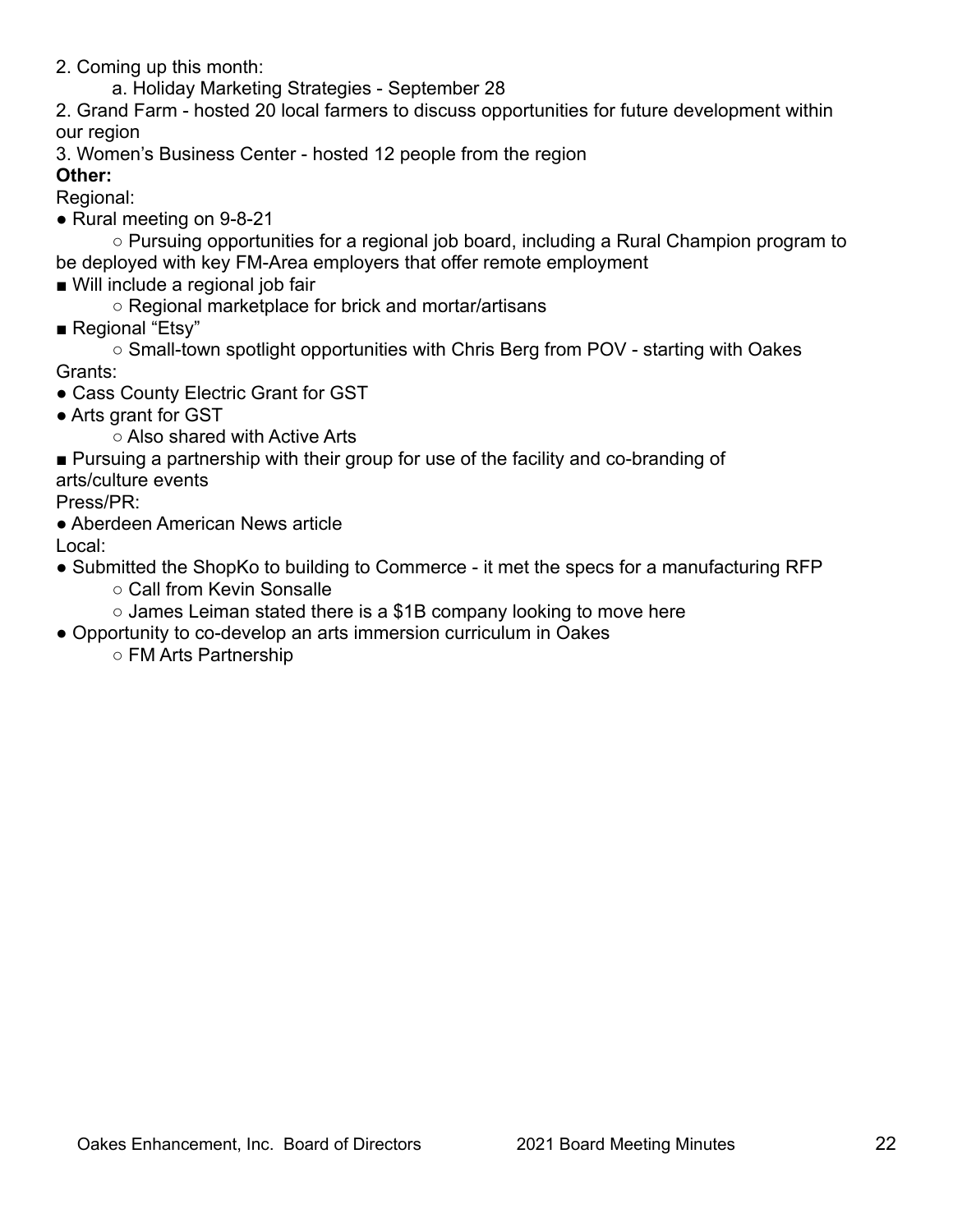2. Coming up this month:
    a. Holiday Marketing Strategies - September 28
2. Grand Farm - hosted 20 local farmers to discuss opportunities for future development within our region
3. Women's Business Center - hosted 12 people from the region

**Other:**

Regional:

- Rural meeting on 9-8-21
    - Pursuing opportunities for a regional job board, including a Rural Champion program to be deployed with key FM-Area employers that offer remote employment
        - Will include a regional job fair
    - Regional marketplace for brick and mortar/artisans
        - Regional "Etsy"
    - Small-town spotlight opportunities with Chris Berg from POV - starting with Oakes

Grants:

- Cass County Electric Grant for GST
- Arts grant for GST
    - Also shared with Active Arts
        - Pursuing a partnership with their group for use of the facility and co-branding of arts/culture events

Press/PR:

- Aberdeen American News article

Local:

- Submitted the ShopKo to building to Commerce - it met the specs for a manufacturing RFP
    - Call from Kevin Sonsalle
    - James Leiman stated there is a $1B company looking to move here
- Opportunity to co-develop an arts immersion curriculum in Oakes
    - FM Arts Partnership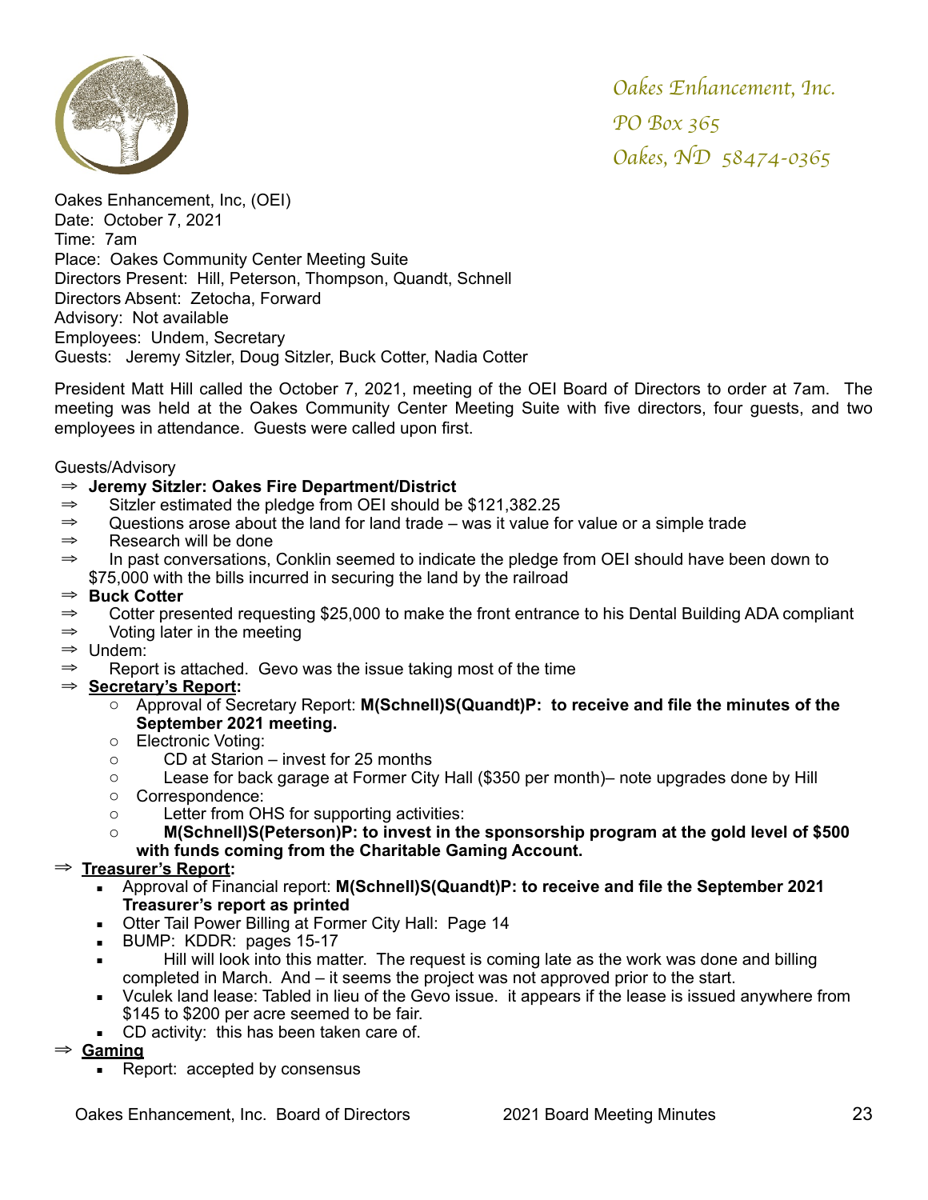Oakes Enhancement, Inc.
PO Box 365
Oakes, ND 58474-0365

Oakes Enhancement, Inc, (OEI)
Date: October 7, 2021
Time: 7am
Place: Oakes Community Center Meeting Suite
Directors Present: Hill, Peterson, Thompson, Quandt, Schnell
Directors Absent: Zetocha, Forward
Advisory: Not available
Employees: Undem, Secretary
Guests: Jeremy Sitzler, Doug Sitzler, Buck Cotter, Nadia Cotter

President Matt Hill called the October 7, 2021, meeting of the OEI Board of Directors to order at 7am. The meeting was held at the Oakes Community Center Meeting Suite with five directors, four guests, and two employees in attendance. Guests were called upon first.

Guests/Advisory

⇒ **Jeremy Sitzler: Oakes Fire Department/District**
⇒ Sitzler estimated the pledge from OEI should be $121,382.25
⇒ Questions arose about the land for land trade – was it value for value or a simple trade
⇒ Research will be done
⇒ In past conversations, Conklin seemed to indicate the pledge from OEI should have been down to $75,000 with the bills incurred in securing the land by the railroad
⇒ **Buck Cotter**
⇒ Cotter presented requesting $25,000 to make the front entrance to his Dental Building ADA compliant
⇒ Voting later in the meeting
⇒ Undem:
⇒ Report is attached. Gevo was the issue taking most of the time
⇒ **Secretary's Report:**
  - Approval of Secretary Report: **M(Schnell)S(Quandt)P: to receive and file the minutes of the September 2021 meeting.**
  - Electronic Voting:
  - CD at Starion – invest for 25 months
  - Lease for back garage at Former City Hall ($350 per month)– note upgrades done by Hill
  - Correspondence:
  - Letter from OHS for supporting activities:
  - **M(Schnell)S(Peterson)P: to invest in the sponsorship program at the gold level of $500 with funds coming from the Charitable Gaming Account.**

⇒ **Treasurer's Report:**
  - Approval of Financial report: **M(Schnell)S(Quandt)P: to receive and file the September 2021 Treasurer's report as printed**
  - Otter Tail Power Billing at Former City Hall: Page 14
  - BUMP: KDDR: pages 15-17
  - Hill will look into this matter. The request is coming late as the work was done and billing completed in March. And – it seems the project was not approved prior to the start.
  - Vculek land lease: Tabled in lieu of the Gevo issue. it appears if the lease is issued anywhere from $145 to $200 per acre seemed to be fair.
  - CD activity: this has been taken care of.

⇒ **Gaming**
  - Report: accepted by consensus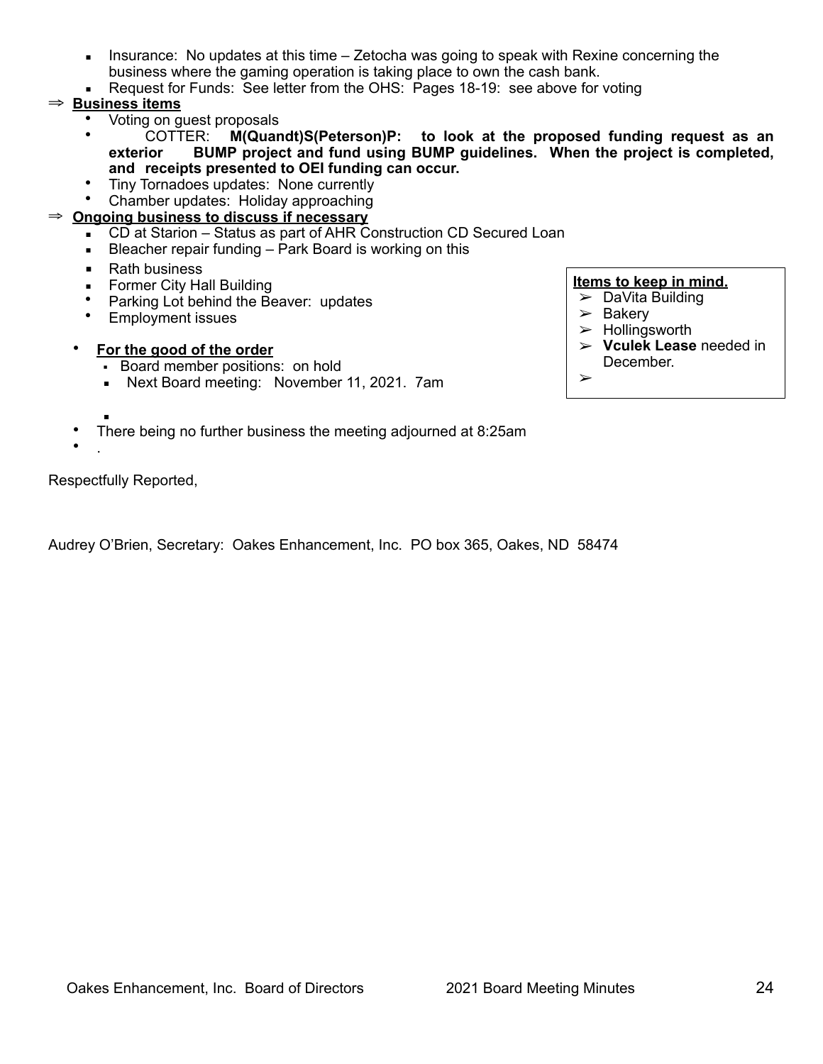- Insurance: No updates at this time – Zetocha was going to speak with Rexine concerning the business where the gaming operation is taking place to own the cash bank.
- Request for Funds: See letter from the OHS: Pages 18-19: see above for voting

⇒ **Business items**

- Voting on guest proposals
- COTTER: **M(Quandt)S(Peterson)P: to look at the proposed funding request as an exterior BUMP project and fund using BUMP guidelines. When the project is completed, and receipts presented to OEI funding can occur.**
- Tiny Tornadoes updates: None currently
- Chamber updates: Holiday approaching

⇒ **Ongoing business to discuss if necessary**

- CD at Starion – Status as part of AHR Construction CD Secured Loan
- Bleacher repair funding – Park Board is working on this
- Rath business
- Former City Hall Building
- Parking Lot behind the Beaver: updates
- Employment issues

**Items to keep in mind.**

- DaVita Building
- Bakery
- Hollingsworth
- **Vculek Lease** needed in December.

- **For the good of the order**
  - Board member positions: on hold
  - Next Board meeting: November 11, 2021. 7am

- There being no further business the meeting adjourned at 8:25am
- .

Respectfully Reported,

Audrey O'Brien, Secretary: Oakes Enhancement, Inc. PO box 365, Oakes, ND 58474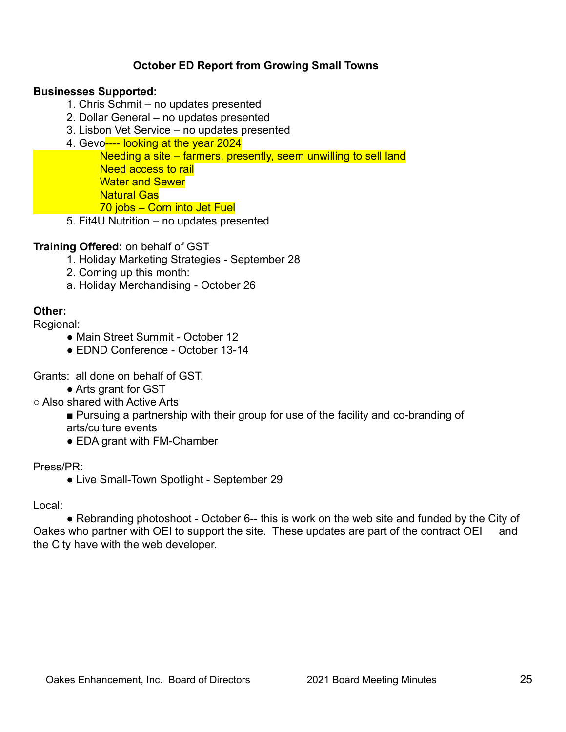**October ED Report from Growing Small Towns**

**Businesses Supported:**

1. Chris Schmit – no updates presented
2. Dollar General – no updates presented
3. Lisbon Vet Service – no updates presented
4. Gevo---- looking at the year 2024
   - Needing a site – farmers, presently, seem unwilling to sell land
   - Need access to rail
   - Water and Sewer
   - Natural Gas
   - 70 jobs – Corn into Jet Fuel
5. Fit4U Nutrition – no updates presented

**Training Offered:** on behalf of GST

1. Holiday Marketing Strategies - September 28
2. Coming up this month:
   a. Holiday Merchandising - October 26

**Other:**

Regional:

- Main Street Summit - October 12
- EDND Conference - October 13-14

Grants: all done on behalf of GST.

- Arts grant for GST
  - Also shared with Active Arts
    - Pursuing a partnership with their group for use of the facility and co-branding of arts/culture events
- EDA grant with FM-Chamber

Press/PR:

- Live Small-Town Spotlight - September 29

Local:

- Rebranding photoshoot - October 6-- this is work on the web site and funded by the City of Oakes who partner with OEI to support the site. These updates are part of the contract OEI and the City have with the web developer.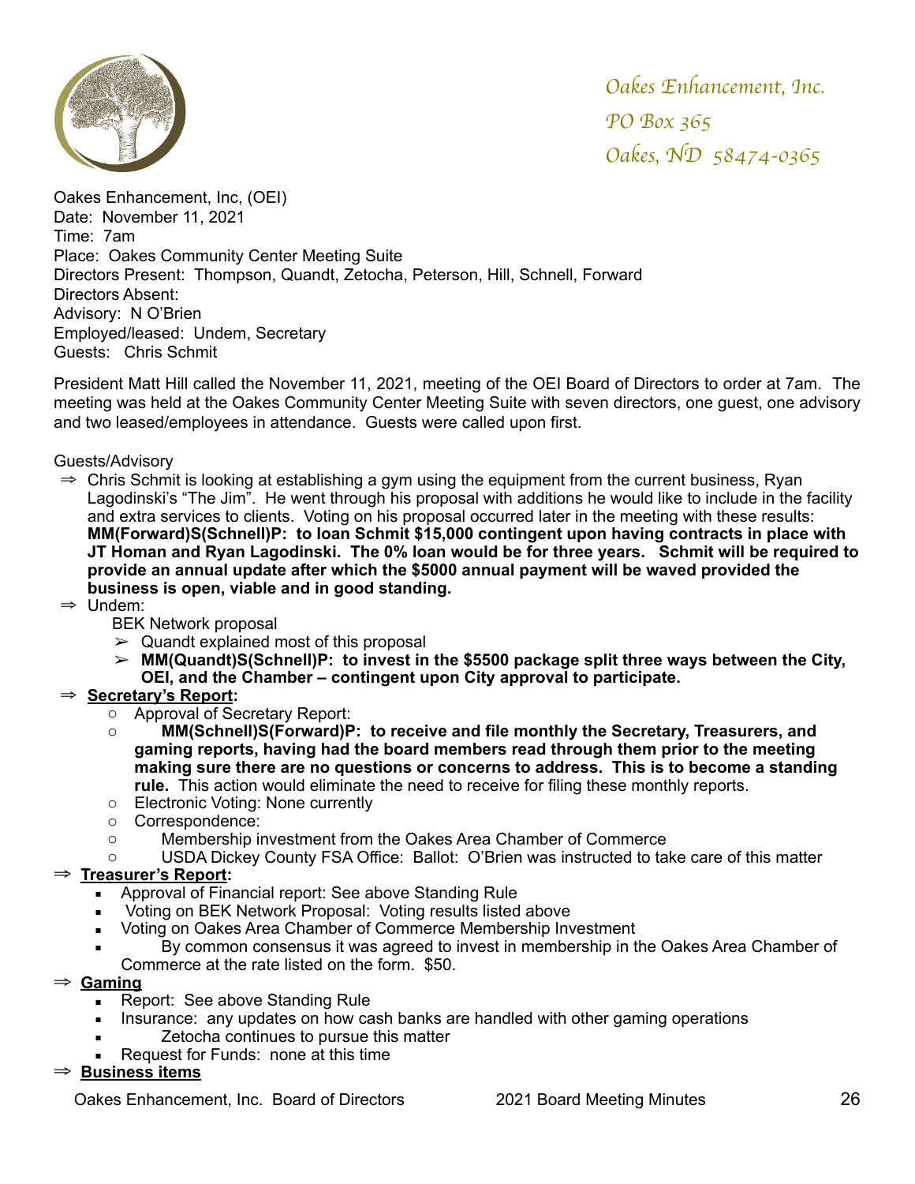Oakes Enhancement, Inc.
PO Box 365
Oakes, ND 58474-0365

Oakes Enhancement, Inc, (OEI)
Date: November 11, 2021
Time: 7am
Place: Oakes Community Center Meeting Suite
Directors Present: Thompson, Quandt, Zetocha, Peterson, Hill, Schnell, Forward
Directors Absent:
Advisory: N O'Brien
Employed/leased: Undem, Secretary
Guests: Chris Schmit

President Matt Hill called the November 11, 2021, meeting of the OEI Board of Directors to order at 7am. The meeting was held at the Oakes Community Center Meeting Suite with seven directors, one guest, one advisory and two leased/employees in attendance. Guests were called upon first.

Guests/Advisory

- ⇒ Chris Schmit is looking at establishing a gym using the equipment from the current business, Ryan Lagodinski's "The Jim". He went through his proposal with additions he would like to include in the facility and extra services to clients. Voting on his proposal occurred later in the meeting with these results: **MM(Forward)S(Schnell)P: to loan Schmit $15,000 contingent upon having contracts in place with JT Homan and Ryan Lagodinski. The 0% loan would be for three years. Schmit will be required to provide an annual update after which the $5000 annual payment will be waved provided the business is open, viable and in good standing.**
- ⇒ Undem:
  - BEK Network proposal
    - ➢ Quandt explained most of this proposal
    - ➢ **MM(Quandt)S(Schnell)P: to invest in the $5500 package split three ways between the City, OEI, and the Chamber – contingent upon City approval to participate.**
- ⇒ **Secretary's Report:**
  - ○ Approval of Secretary Report:
  - ○ **MM(Schnell)S(Forward)P: to receive and file monthly the Secretary, Treasurers, and gaming reports, having had the board members read through them prior to the meeting making sure there are no questions or concerns to address. This is to become a standing rule.** This action would eliminate the need to receive for filing these monthly reports.
  - ○ Electronic Voting: None currently
  - ○ Correspondence:
  - ○ Membership investment from the Oakes Area Chamber of Commerce
  - ○ USDA Dickey County FSA Office: Ballot: O'Brien was instructed to take care of this matter
- ⇒ **Treasurer's Report:**
  - ▪ Approval of Financial report: See above Standing Rule
  - ▪ Voting on BEK Network Proposal: Voting results listed above
  - ▪ Voting on Oakes Area Chamber of Commerce Membership Investment
  - ▪ By common consensus it was agreed to invest in membership in the Oakes Area Chamber of Commerce at the rate listed on the form. $50.
- ⇒ **Gaming**
  - ▪ Report: See above Standing Rule
  - ▪ Insurance: any updates on how cash banks are handled with other gaming operations
  - ▪ Zetocha continues to pursue this matter
  - ▪ Request for Funds: none at this time
- ⇒ **Business items**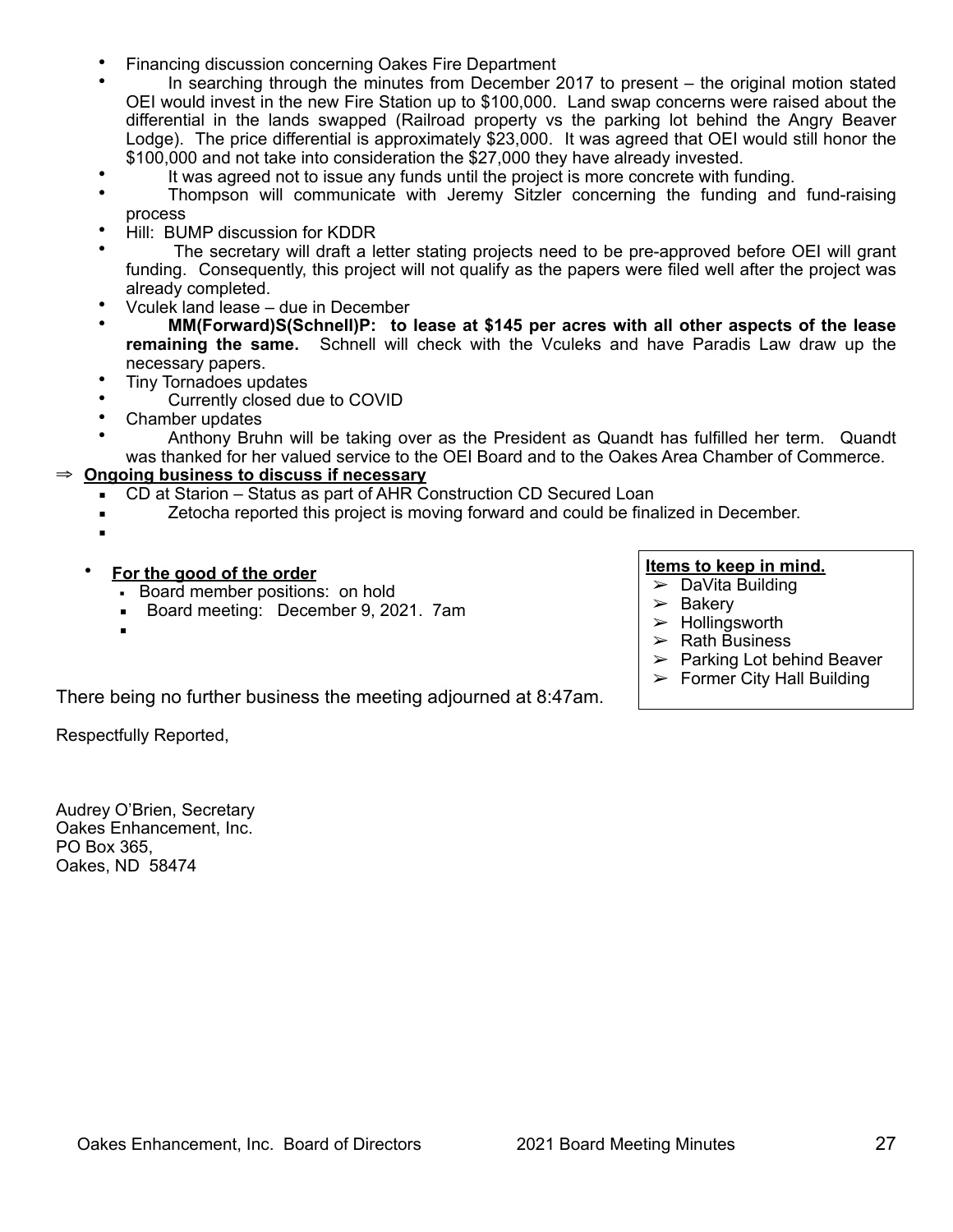- Financing discussion concerning Oakes Fire Department
- In searching through the minutes from December 2017 to present – the original motion stated OEI would invest in the new Fire Station up to $100,000. Land swap concerns were raised about the differential in the lands swapped (Railroad property vs the parking lot behind the Angry Beaver Lodge). The price differential is approximately $23,000. It was agreed that OEI would still honor the $100,000 and not take into consideration the $27,000 they have already invested.
- It was agreed not to issue any funds until the project is more concrete with funding.
- Thompson will communicate with Jeremy Sitzler concerning the funding and fund-raising process
- Hill: BUMP discussion for KDDR
- The secretary will draft a letter stating projects need to be pre-approved before OEI will grant funding. Consequently, this project will not qualify as the papers were filed well after the project was already completed.
- Vculek land lease – due in December
- **MM(Forward)S(Schnell)P: to lease at $145 per acres with all other aspects of the lease remaining the same.** Schnell will check with the Vculeks and have Paradis Law draw up the necessary papers.
- Tiny Tornadoes updates
- Currently closed due to COVID
- Chamber updates
- Anthony Bruhn will be taking over as the President as Quandt has fulfilled her term. Quandt was thanked for her valued service to the OEI Board and to the Oakes Area Chamber of Commerce.

⇒ **Ongoing business to discuss if necessary**

- CD at Starion – Status as part of AHR Construction CD Secured Loan
- Zetocha reported this project is moving forward and could be finalized in December.

- **For the good of the order**
  - Board member positions: on hold
  - Board meeting: December 9, 2021. 7am

**Items to keep in mind.**

- ➢ DaVita Building
- ➢ Bakery
- ➢ Hollingsworth
- ➢ Rath Business
- ➢ Parking Lot behind Beaver
- ➢ Former City Hall Building

There being no further business the meeting adjourned at 8:47am.

Respectfully Reported,

Audrey O'Brien, Secretary
Oakes Enhancement, Inc.
PO Box 365,
Oakes, ND 58474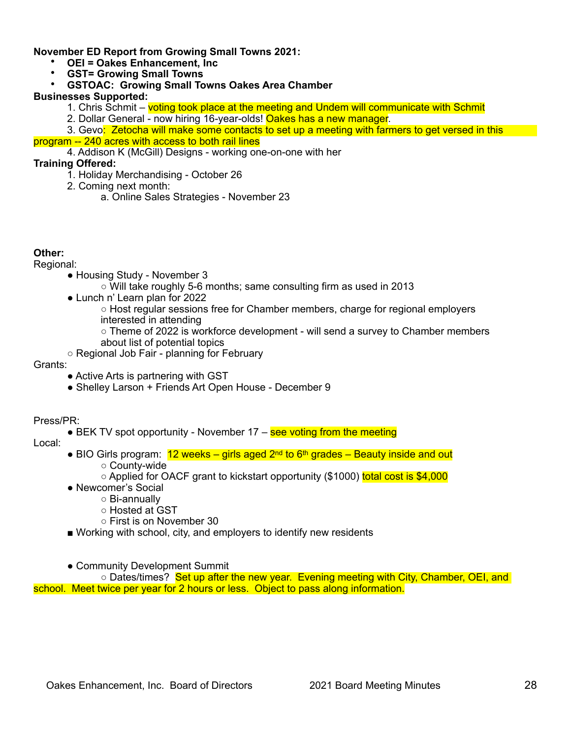**November ED Report from Growing Small Towns 2021:**

- **OEI = Oakes Enhancement, Inc**
- **GST= Growing Small Towns**
- **GSTOAC: Growing Small Towns Oakes Area Chamber**

**Businesses Supported:**

1. Chris Schmit – voting took place at the meeting and Undem will communicate with Schmit
2. Dollar General - now hiring 16-year-olds! Oakes has a new manager.
3. Gevo: Zetocha will make some contacts to set up a meeting with farmers to get versed in this program -- 240 acres with access to both rail lines
4. Addison K (McGill) Designs - working one-on-one with her

**Training Offered:**

1. Holiday Merchandising - October 26
2. Coming next month:
    a. Online Sales Strategies - November 23

**Other:**

Regional:

- Housing Study - November 3
    - Will take roughly 5-6 months; same consulting firm as used in 2013
- Lunch n' Learn plan for 2022
    - Host regular sessions free for Chamber members, charge for regional employers interested in attending
    - Theme of 2022 is workforce development - will send a survey to Chamber members about list of potential topics
- Regional Job Fair - planning for February

Grants:

- Active Arts is partnering with GST
- Shelley Larson + Friends Art Open House - December 9

Press/PR:

- BEK TV spot opportunity - November 17 – see voting from the meeting

Local:

- BIO Girls program: 12 weeks – girls aged 2nd to 6th grades – Beauty inside and out
    - County-wide
    - Applied for OACF grant to kickstart opportunity ($1000) total cost is $4,000
- Newcomer's Social
    - Bi-annually
    - Hosted at GST
    - First is on November 30
- Working with school, city, and employers to identify new residents

- Community Development Summit
    - Dates/times? Set up after the new year. Evening meeting with City, Chamber, OEI, and school. Meet twice per year for 2 hours or less. Object to pass along information.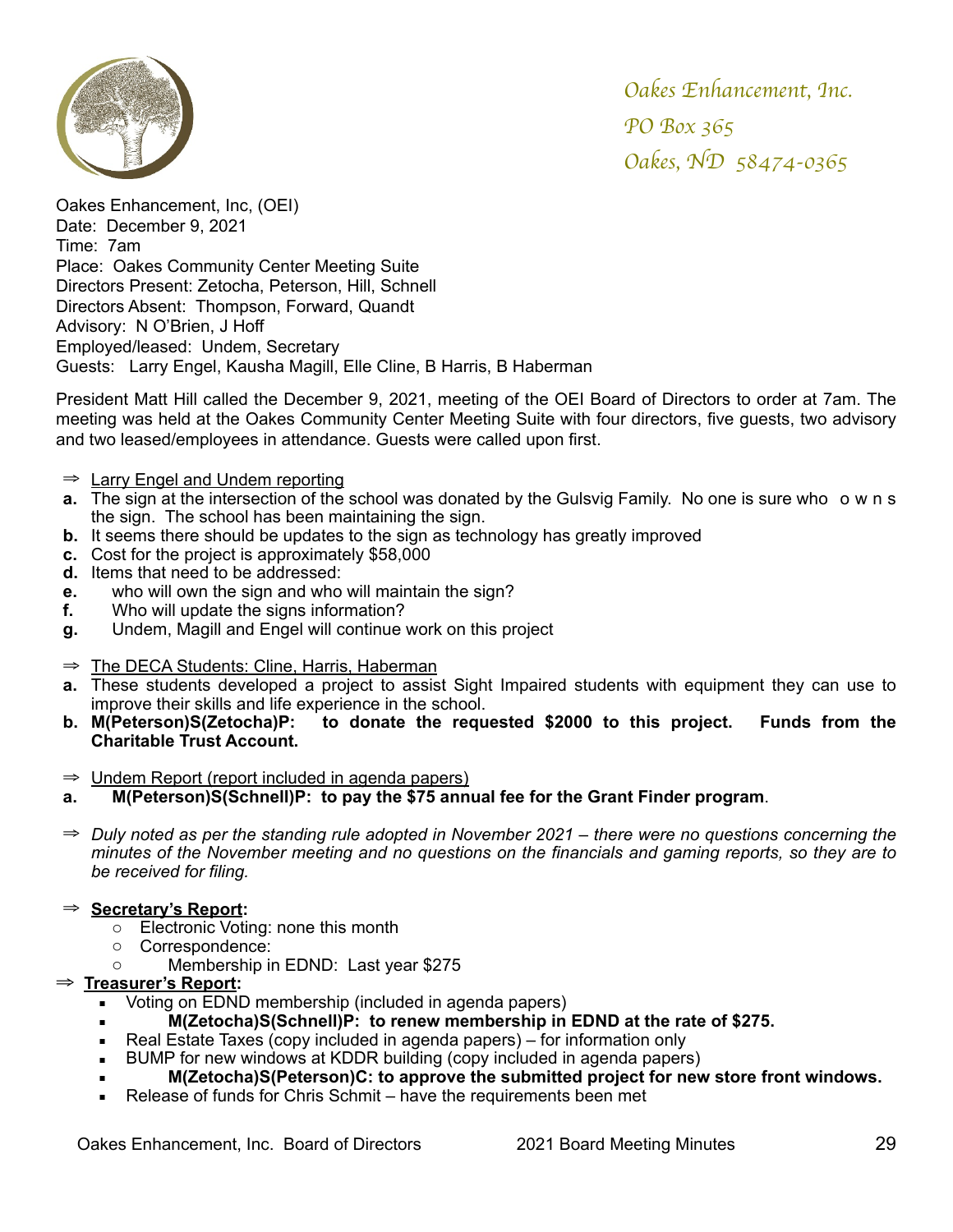Oakes Enhancement, Inc.
PO Box 365
Oakes, ND 58474-0365

Oakes Enhancement, Inc, (OEI)
Date: December 9, 2021
Time: 7am
Place: Oakes Community Center Meeting Suite
Directors Present: Zetocha, Peterson, Hill, Schnell
Directors Absent: Thompson, Forward, Quandt
Advisory: N O'Brien, J Hoff
Employed/leased: Undem, Secretary
Guests: Larry Engel, Kausha Magill, Elle Cline, B Harris, B Haberman

President Matt Hill called the December 9, 2021, meeting of the OEI Board of Directors to order at 7am. The meeting was held at the Oakes Community Center Meeting Suite with four directors, five guests, two advisory and two leased/employees in attendance. Guests were called upon first.

⇒ Larry Engel and Undem reporting

- **a.** The sign at the intersection of the school was donated by the Gulsvig Family. No one is sure who owns the sign. The school has been maintaining the sign.
- **b.** It seems there should be updates to the sign as technology has greatly improved
- **c.** Cost for the project is approximately $58,000
- **d.** Items that need to be addressed:
- **e.** who will own the sign and who will maintain the sign?
- **f.** Who will update the signs information?
- **g.** Undem, Magill and Engel will continue work on this project

⇒ The DECA Students: Cline, Harris, Haberman

- **a.** These students developed a project to assist Sight Impaired students with equipment they can use to improve their skills and life experience in the school.
- **b. M(Peterson)S(Zetocha)P: to donate the requested $2000 to this project. Funds from the Charitable Trust Account.**

⇒ Undem Report (report included in agenda papers)

- **a. M(Peterson)S(Schnell)P: to pay the $75 annual fee for the Grant Finder program**.

⇒ *Duly noted as per the standing rule adopted in November 2021 – there were no questions concerning the minutes of the November meeting and no questions on the financials and gaming reports, so they are to be received for filing.*

⇒ **Secretary's Report:**

- Electronic Voting: none this month
- Correspondence:
- Membership in EDND: Last year $275

⇒ **Treasurer's Report:**

- Voting on EDND membership (included in agenda papers)
- **M(Zetocha)S(Schnell)P: to renew membership in EDND at the rate of $275.**
- Real Estate Taxes (copy included in agenda papers) – for information only
- BUMP for new windows at KDDR building (copy included in agenda papers)
- **M(Zetocha)S(Peterson)C: to approve the submitted project for new store front windows.**
- Release of funds for Chris Schmit – have the requirements been met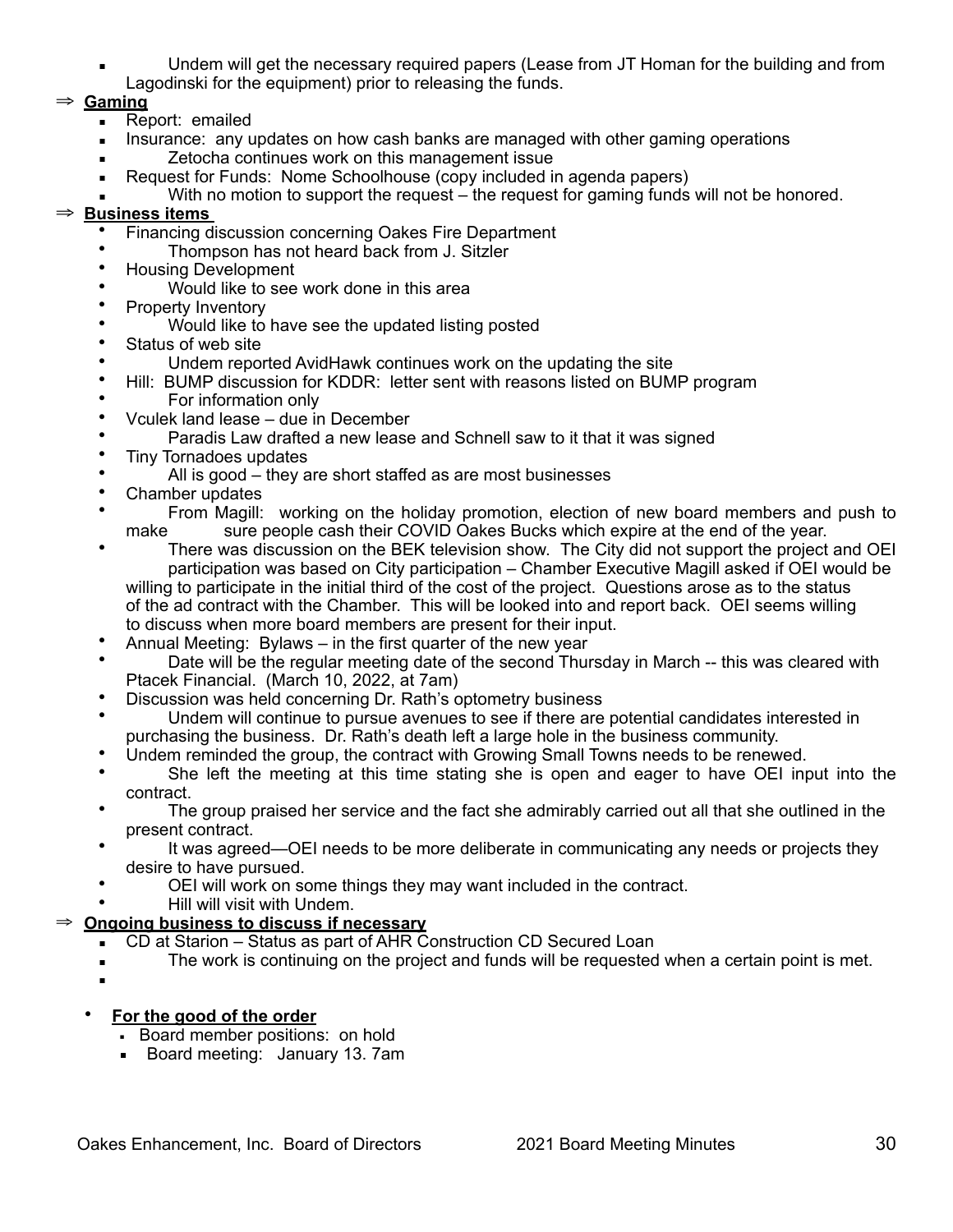- Undem will get the necessary required papers (Lease from JT Homan for the building and from Lagodinski for the equipment) prior to releasing the funds.

⇒ **Gaming**

- Report: emailed
- Insurance: any updates on how cash banks are managed with other gaming operations
  - Zetocha continues work on this management issue
- Request for Funds: Nome Schoolhouse (copy included in agenda papers)
  - With no motion to support the request – the request for gaming funds will not be honored.

⇒ **Business items**

- Financing discussion concerning Oakes Fire Department
  - Thompson has not heard back from J. Sitzler
- Housing Development
  - Would like to see work done in this area
- Property Inventory
  - Would like to have see the updated listing posted
- Status of web site
  - Undem reported AvidHawk continues work on the updating the site
- Hill: BUMP discussion for KDDR: letter sent with reasons listed on BUMP program
  - For information only
- Vculek land lease – due in December
  - Paradis Law drafted a new lease and Schnell saw to it that it was signed
- Tiny Tornadoes updates
  - All is good – they are short staffed as are most businesses
- Chamber updates
  - From Magill: working on the holiday promotion, election of new board members and push to make sure people cash their COVID Oakes Bucks which expire at the end of the year.
  - There was discussion on the BEK television show. The City did not support the project and OEI participation was based on City participation – Chamber Executive Magill asked if OEI would be willing to participate in the initial third of the cost of the project. Questions arose as to the status of the ad contract with the Chamber. This will be looked into and report back. OEI seems willing to discuss when more board members are present for their input.
- Annual Meeting: Bylaws – in the first quarter of the new year
  - Date will be the regular meeting date of the second Thursday in March -- this was cleared with Ptacek Financial. (March 10, 2022, at 7am)
- Discussion was held concerning Dr. Rath's optometry business
  - Undem will continue to pursue avenues to see if there are potential candidates interested in purchasing the business. Dr. Rath's death left a large hole in the business community.
- Undem reminded the group, the contract with Growing Small Towns needs to be renewed.
  - She left the meeting at this time stating she is open and eager to have OEI input into the contract.
  - The group praised her service and the fact she admirably carried out all that she outlined in the present contract.
  - It was agreed—OEI needs to be more deliberate in communicating any needs or projects they desire to have pursued.
  - OEI will work on some things they may want included in the contract.
  - Hill will visit with Undem.

⇒ **Ongoing business to discuss if necessary**

- CD at Starion – Status as part of AHR Construction CD Secured Loan
  - The work is continuing on the project and funds will be requested when a certain point is met.

- **For the good of the order**
  - Board member positions: on hold
  - Board meeting: January 13. 7am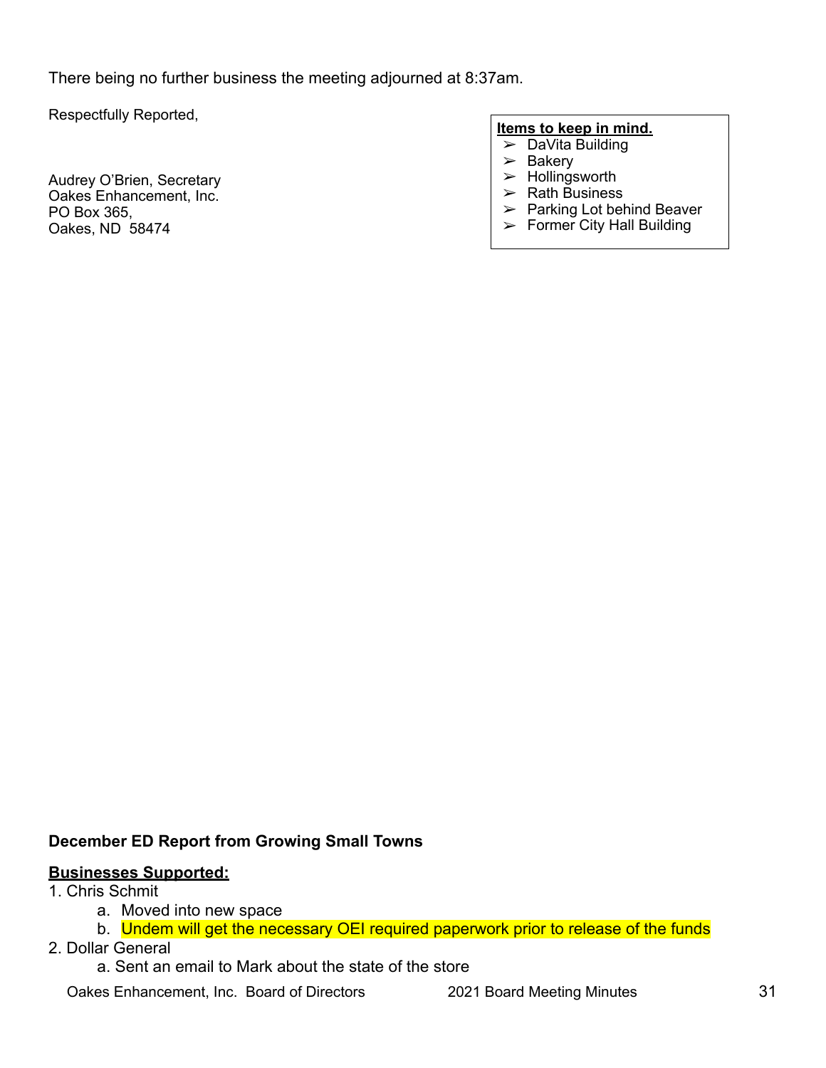There being no further business the meeting adjourned at 8:37am.

Respectfully Reported,

Audrey O'Brien, Secretary
Oakes Enhancement, Inc.
PO Box 365,
Oakes, ND 58474

**Items to keep in mind.**

- DaVita Building
- Bakery
- Hollingsworth
- Rath Business
- Parking Lot behind Beaver
- Former City Hall Building

**December ED Report from Growing Small Towns**

**Businesses Supported:**

1. Chris Schmit
    a. Moved into new space
    b. Undem will get the necessary OEI required paperwork prior to release of the funds
2. Dollar General
    a. Sent an email to Mark about the state of the store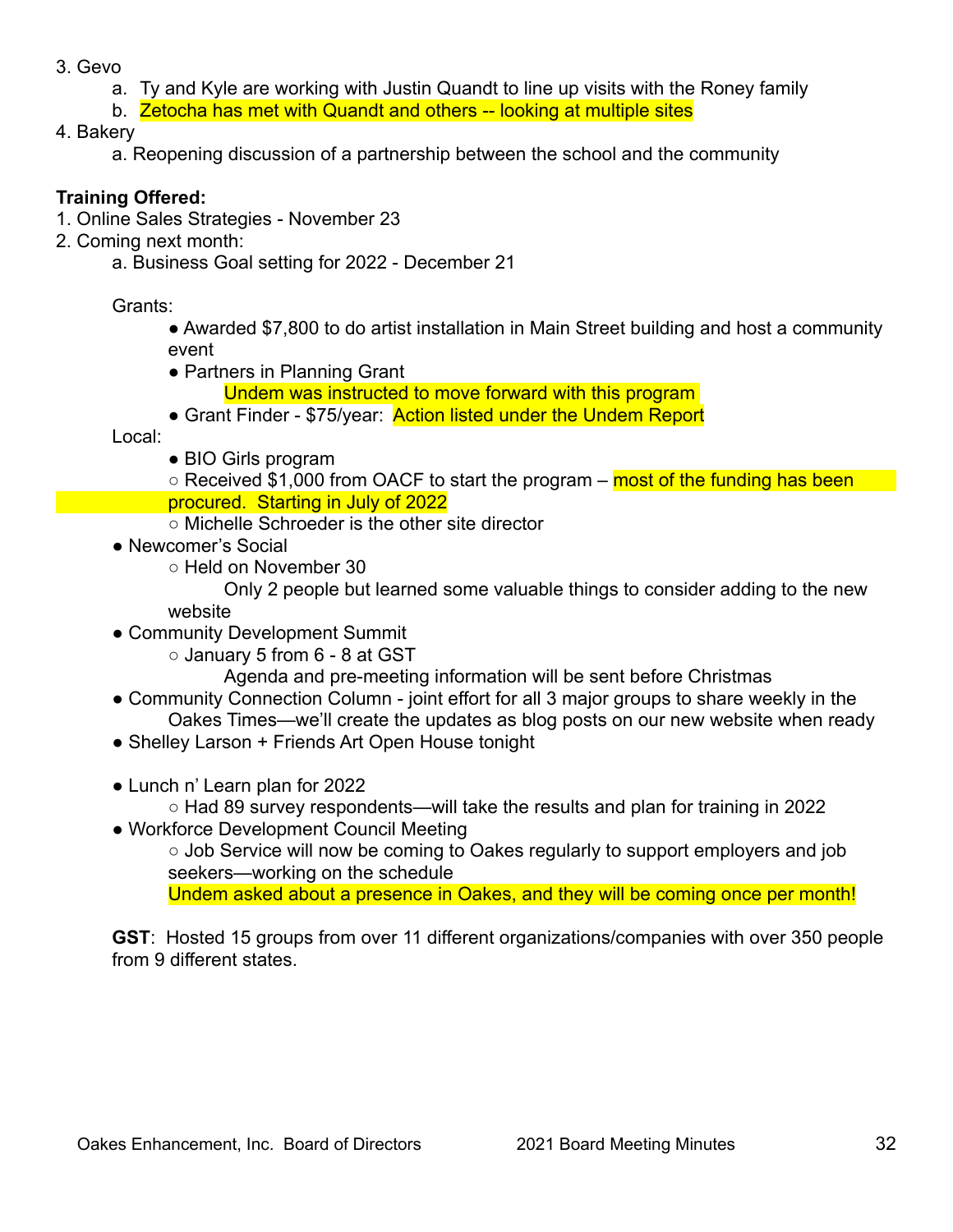3. Gevo
    a. Ty and Kyle are working with Justin Quandt to line up visits with the Roney family
    b. Zetocha has met with Quandt and others -- looking at multiple sites
4. Bakery
    a. Reopening discussion of a partnership between the school and the community

**Training Offered:**

1. Online Sales Strategies - November 23
2. Coming next month:
    a. Business Goal setting for 2022 - December 21

Grants:

- Awarded $7,800 to do artist installation in Main Street building and host a community event
- Partners in Planning Grant
    - Undem was instructed to move forward with this program
- Grant Finder - $75/year: Action listed under the Undem Report

Local:

- BIO Girls program
    - Received $1,000 from OACF to start the program – most of the funding has been procured. Starting in July of 2022
    - Michelle Schroeder is the other site director
- Newcomer's Social
    - Held on November 30
        - Only 2 people but learned some valuable things to consider adding to the new website
- Community Development Summit
    - January 5 from 6 - 8 at GST
        - Agenda and pre-meeting information will be sent before Christmas
- Community Connection Column - joint effort for all 3 major groups to share weekly in the Oakes Times—we'll create the updates as blog posts on our new website when ready
- Shelley Larson + Friends Art Open House tonight

- Lunch n' Learn plan for 2022
    - Had 89 survey respondents—will take the results and plan for training in 2022
- Workforce Development Council Meeting
    - Job Service will now be coming to Oakes regularly to support employers and job seekers—working on the schedule
      Undem asked about a presence in Oakes, and they will be coming once per month!

**GST**: Hosted 15 groups from over 11 different organizations/companies with over 350 people from 9 different states.